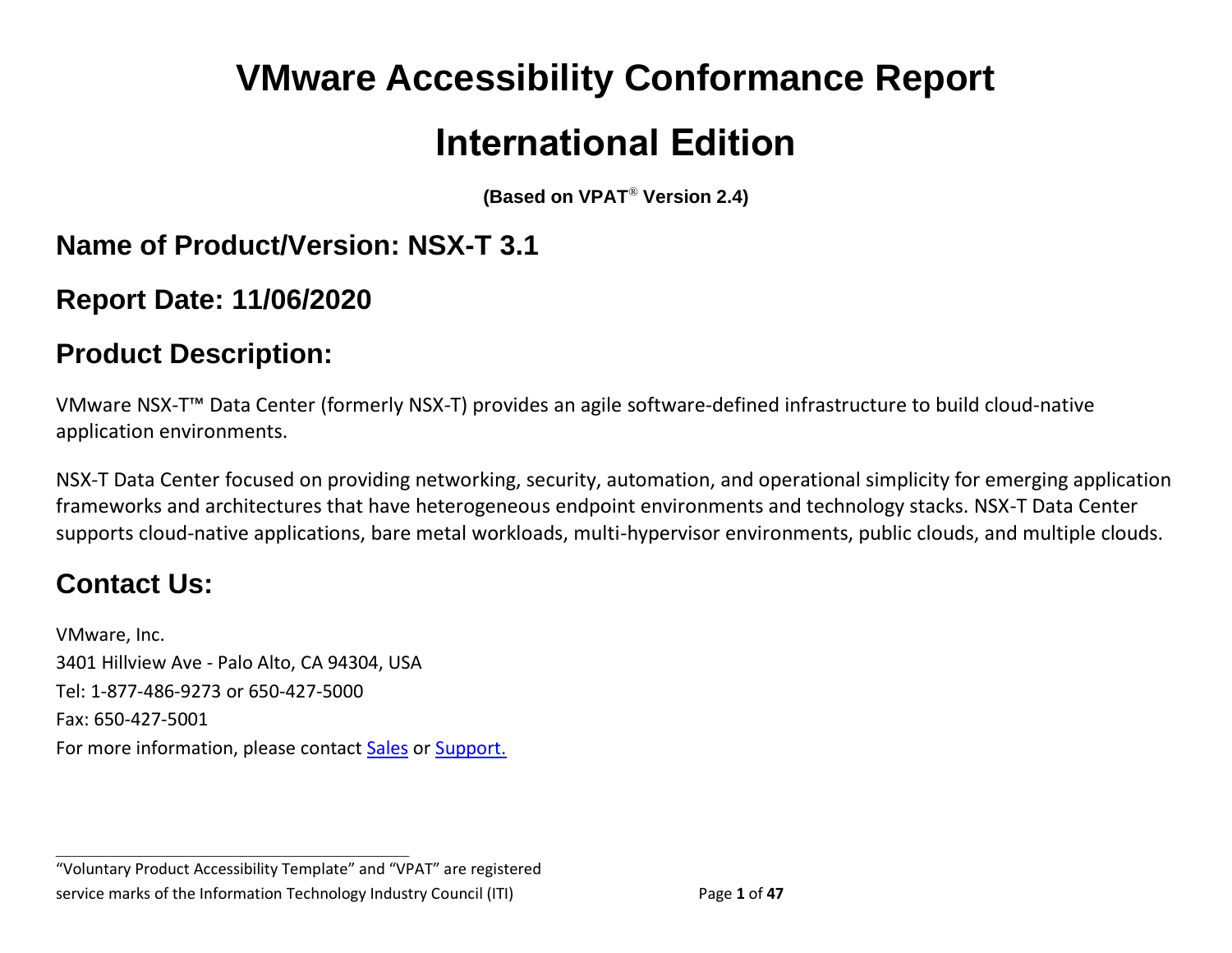# VMware Accessibility Conformance Report

# International Edition

**(Based on VPAT® Version 2.4)**

## Name of Product/Version: NSX-T 3.1

## Report Date: 11/06/2020

## Product Description:

VMware NSX-T™ Data Center (formerly NSX-T) provides an agile software-defined infrastructure to build cloud-native application environments.

NSX-T Data Center focused on providing networking, security, automation, and operational simplicity for emerging application frameworks and architectures that have heterogeneous endpoint environments and technology stacks. NSX-T Data Center supports cloud-native applications, bare metal workloads, multi-hypervisor environments, public clouds, and multiple clouds.

## Contact Us:

VMware, Inc.
3401 Hillview Ave - Palo Alto, CA 94304, USA
Tel: 1-877-486-9273 or 650-427-5000
Fax: 650-427-5001
For more information, please contact Sales or Support.

---

"Voluntary Product Accessibility Template" and "VPAT" are registered service marks of the Information Technology Industry Council (ITI)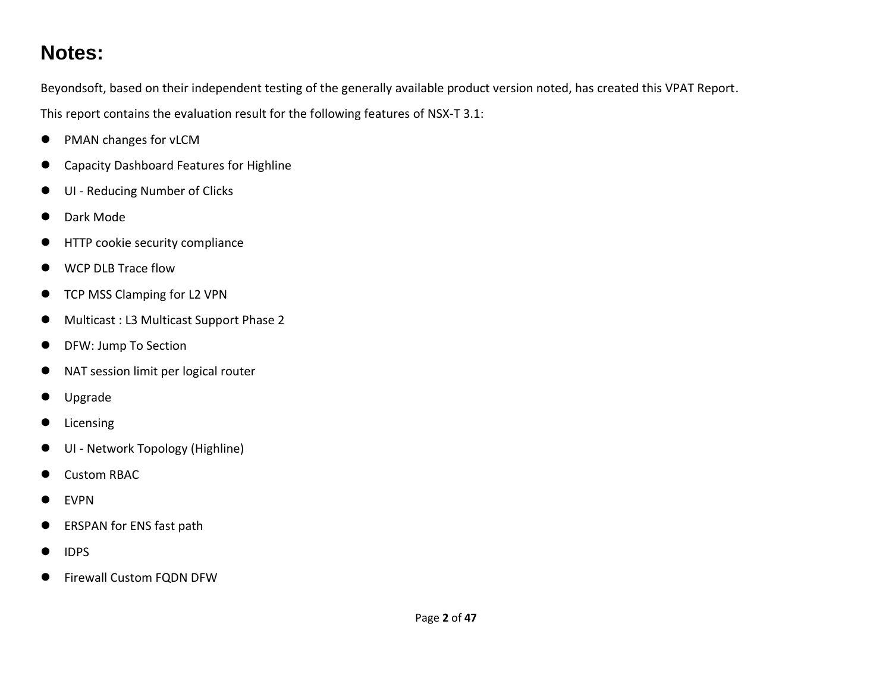# Notes:

Beyondsoft, based on their independent testing of the generally available product version noted, has created this VPAT Report.

This report contains the evaluation result for the following features of NSX-T 3.1:

- PMAN changes for vLCM
- Capacity Dashboard Features for Highline
- UI - Reducing Number of Clicks
- Dark Mode
- HTTP cookie security compliance
- WCP DLB Trace flow
- TCP MSS Clamping for L2 VPN
- Multicast : L3 Multicast Support Phase 2
- DFW: Jump To Section
- NAT session limit per logical router
- Upgrade
- Licensing
- UI - Network Topology (Highline)
- Custom RBAC
- EVPN
- ERSPAN for ENS fast path
- IDPS
- Firewall Custom FQDN DFW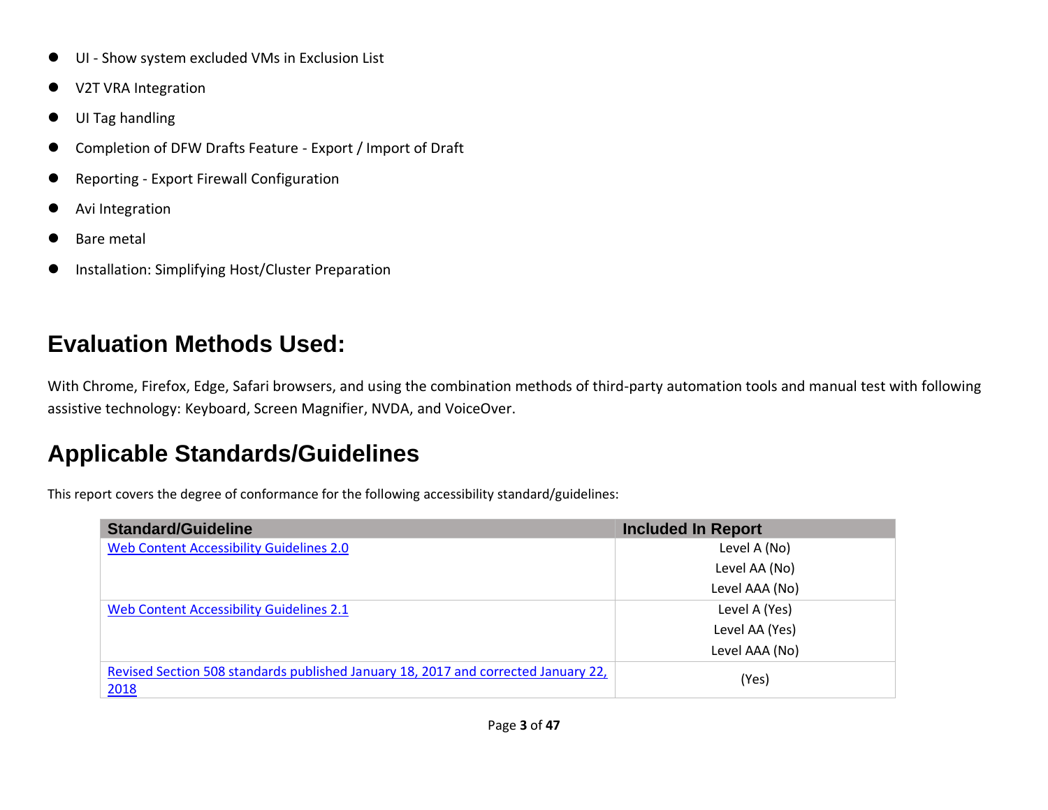- UI - Show system excluded VMs in Exclusion List
- V2T VRA Integration
- UI Tag handling
- Completion of DFW Drafts Feature - Export / Import of Draft
- Reporting - Export Firewall Configuration
- Avi Integration
- Bare metal
- Installation: Simplifying Host/Cluster Preparation

# Evaluation Methods Used:

With Chrome, Firefox, Edge, Safari browsers, and using the combination methods of third-party automation tools and manual test with following assistive technology: Keyboard, Screen Magnifier, NVDA, and VoiceOver.

# Applicable Standards/Guidelines

This report covers the degree of conformance for the following accessibility standard/guidelines:

| Standard/Guideline | Included In Report |
|---|---|
| [Web Content Accessibility Guidelines 2.0](https://www.w3.org/TR/WCAG20/) | Level A (No)<br>Level AA (No)<br>Level AAA (No) |
| [Web Content Accessibility Guidelines 2.1](https://www.w3.org/TR/WCAG21/) | Level A (Yes)<br>Level AA (Yes)<br>Level AAA (No) |
| [Revised Section 508 standards published January 18, 2017 and corrected January 22, 2018](https://www.access-board.gov/ict/) | (Yes) |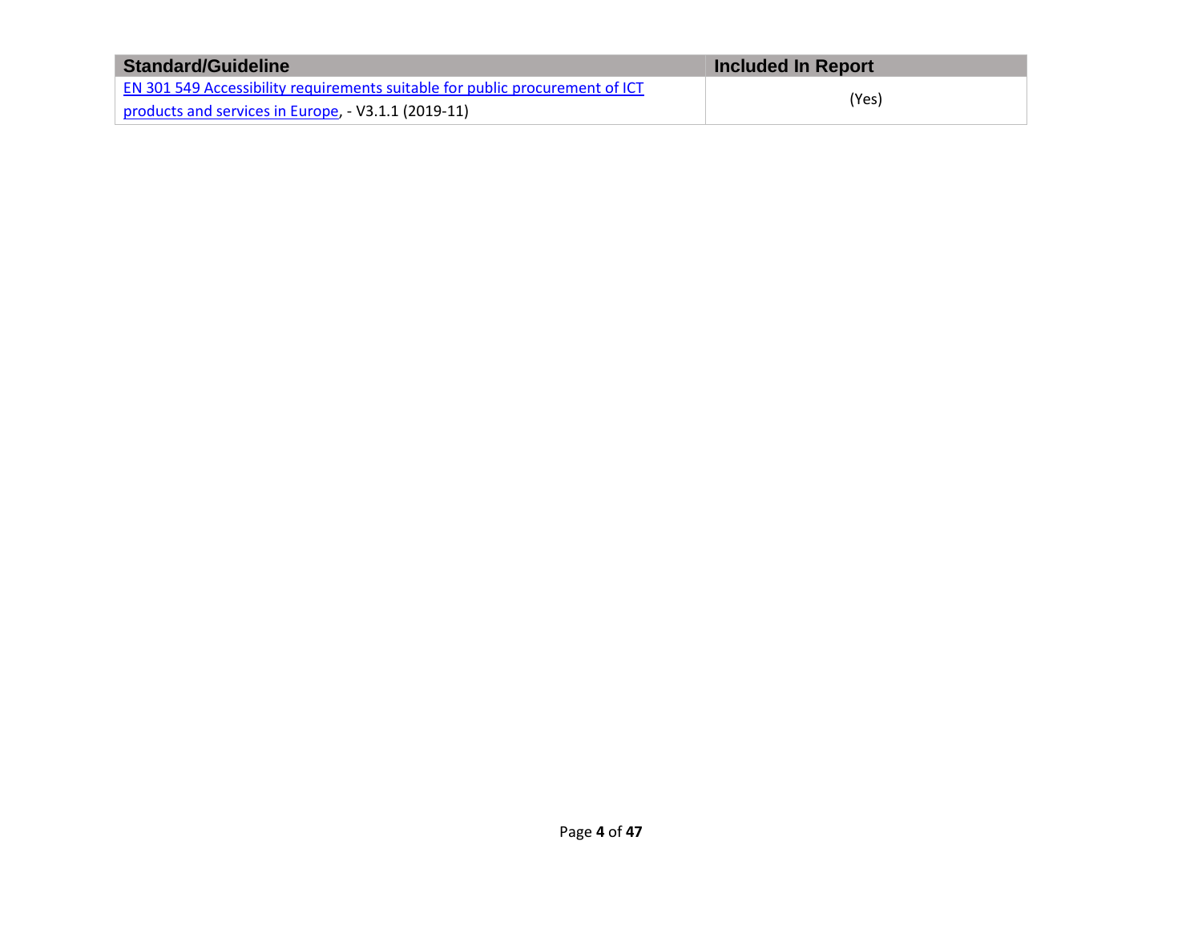| Standard/Guideline | Included In Report |
| --- | --- |
| [EN 301 549 Accessibility requirements suitable for public procurement of ICT products and services in Europe](), - V3.1.1 (2019-11) | (Yes) |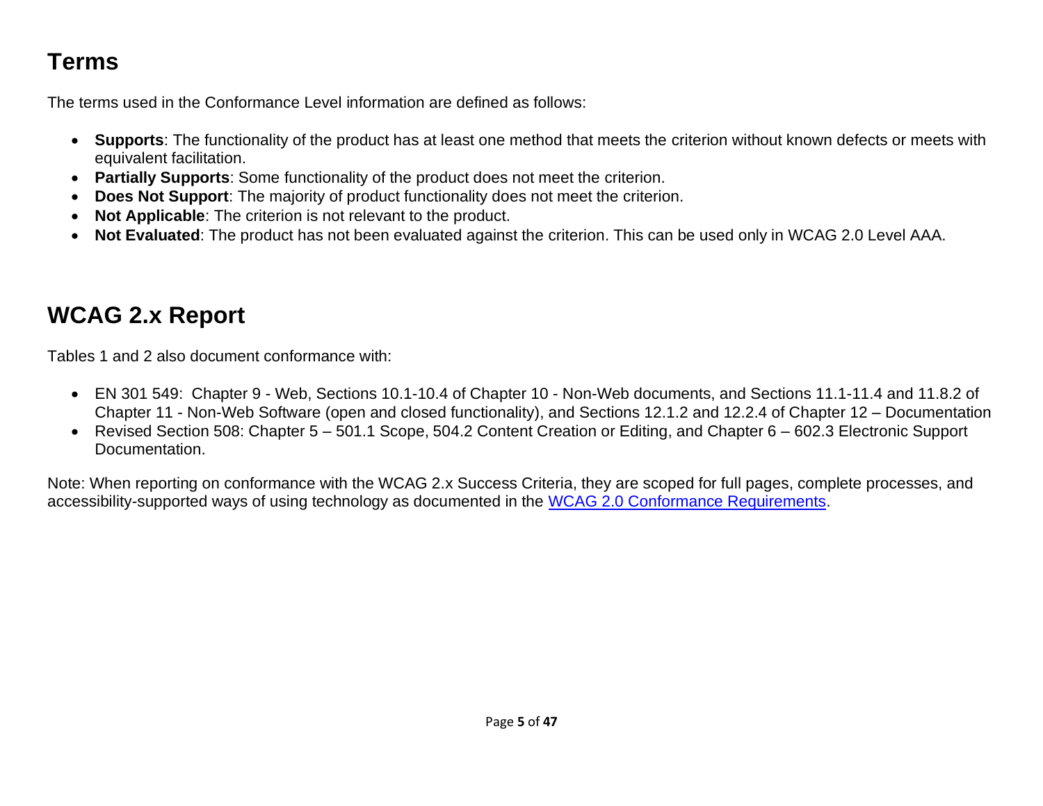## Terms

The terms used in the Conformance Level information are defined as follows:

- **Supports**: The functionality of the product has at least one method that meets the criterion without known defects or meets with equivalent facilitation.
- **Partially Supports**: Some functionality of the product does not meet the criterion.
- **Does Not Support**: The majority of product functionality does not meet the criterion.
- **Not Applicable**: The criterion is not relevant to the product.
- **Not Evaluated**: The product has not been evaluated against the criterion. This can be used only in WCAG 2.0 Level AAA.

## WCAG 2.x Report

Tables 1 and 2 also document conformance with:

- EN 301 549: Chapter 9 - Web, Sections 10.1-10.4 of Chapter 10 - Non-Web documents, and Sections 11.1-11.4 and 11.8.2 of Chapter 11 - Non-Web Software (open and closed functionality), and Sections 12.1.2 and 12.2.4 of Chapter 12 – Documentation
- Revised Section 508: Chapter 5 – 501.1 Scope, 504.2 Content Creation or Editing, and Chapter 6 – 602.3 Electronic Support Documentation.

Note: When reporting on conformance with the WCAG 2.x Success Criteria, they are scoped for full pages, complete processes, and accessibility-supported ways of using technology as documented in the [WCAG 2.0 Conformance Requirements](WCAG 2.0 Conformance Requirements).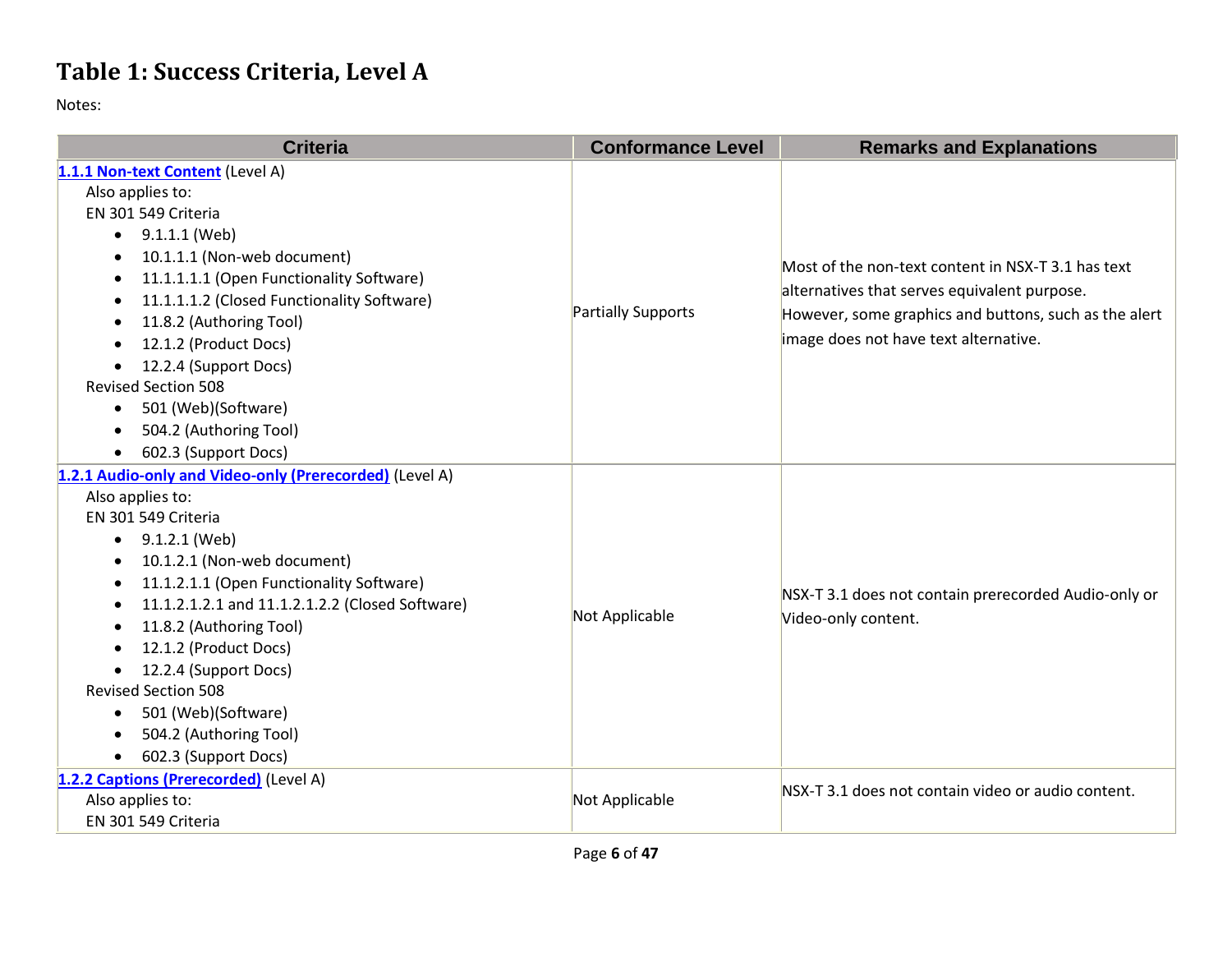## Table 1: Success Criteria, Level A

Notes:

| Criteria | Conformance Level | Remarks and Explanations |
|---|---|---|
| **1.1.1 Non-text Content** (Level A)<br>Also applies to:<br>EN 301 549 Criteria<br>• 9.1.1.1 (Web)<br>• 10.1.1.1 (Non-web document)<br>• 11.1.1.1.1 (Open Functionality Software)<br>• 11.1.1.1.2 (Closed Functionality Software)<br>• 11.8.2 (Authoring Tool)<br>• 12.1.2 (Product Docs)<br>• 12.2.4 (Support Docs)<br>Revised Section 508<br>• 501 (Web)(Software)<br>• 504.2 (Authoring Tool)<br>• 602.3 (Support Docs) | Partially Supports | Most of the non-text content in NSX-T 3.1 has text alternatives that serves equivalent purpose. However, some graphics and buttons, such as the alert image does not have text alternative. |
| **1.2.1 Audio-only and Video-only (Prerecorded)** (Level A)<br>Also applies to:<br>EN 301 549 Criteria<br>• 9.1.2.1 (Web)<br>• 10.1.2.1 (Non-web document)<br>• 11.1.2.1.1 (Open Functionality Software)<br>• 11.1.2.1.2.1 and 11.1.2.1.2.2 (Closed Software)<br>• 11.8.2 (Authoring Tool)<br>• 12.1.2 (Product Docs)<br>• 12.2.4 (Support Docs)<br>Revised Section 508<br>• 501 (Web)(Software)<br>• 504.2 (Authoring Tool)<br>• 602.3 (Support Docs) | Not Applicable | NSX-T 3.1 does not contain prerecorded Audio-only or Video-only content. |
| **1.2.2 Captions (Prerecorded)** (Level A)<br>Also applies to:<br>EN 301 549 Criteria | Not Applicable | NSX-T 3.1 does not contain video or audio content. |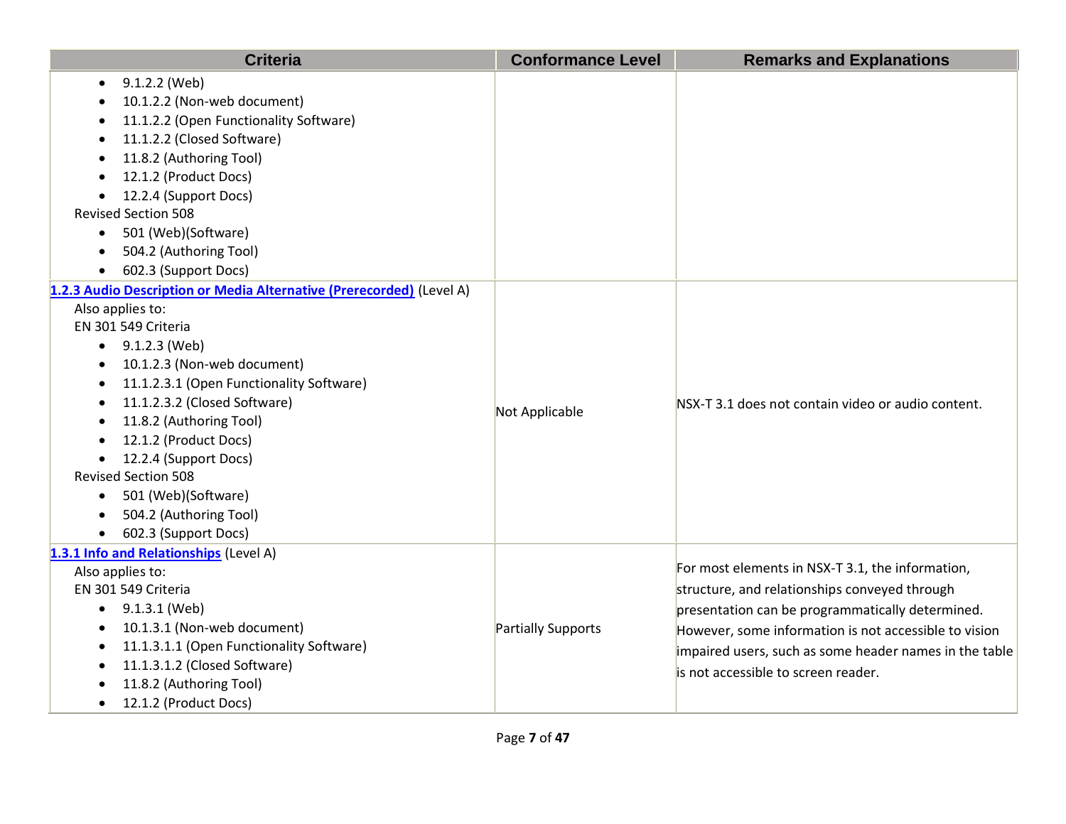| Criteria | Conformance Level | Remarks and Explanations |
|---|---|---|
| <ul><li>9.1.2.2 (Web)</li><li>10.1.2.2 (Non-web document)</li><li>11.1.2.2 (Open Functionality Software)</li><li>11.1.2.2 (Closed Software)</li><li>11.8.2 (Authoring Tool)</li><li>12.1.2 (Product Docs)</li><li>12.2.4 (Support Docs)</li></ul>Revised Section 508<ul><li>501 (Web)(Software)</li><li>504.2 (Authoring Tool)</li><li>602.3 (Support Docs)</li></ul> | | |
| **1.2.3 Audio Description or Media Alternative (Prerecorded)** (Level A)<br>Also applies to:<br>EN 301 549 Criteria<ul><li>9.1.2.3 (Web)</li><li>10.1.2.3 (Non-web document)</li><li>11.1.2.3.1 (Open Functionality Software)</li><li>11.1.2.3.2 (Closed Software)</li><li>11.8.2 (Authoring Tool)</li><li>12.1.2 (Product Docs)</li><li>12.2.4 (Support Docs)</li></ul>Revised Section 508<ul><li>501 (Web)(Software)</li><li>504.2 (Authoring Tool)</li><li>602.3 (Support Docs)</li></ul> | Not Applicable | NSX-T 3.1 does not contain video or audio content. |
| **1.3.1 Info and Relationships** (Level A)<br>Also applies to:<br>EN 301 549 Criteria<ul><li>9.1.3.1 (Web)</li><li>10.1.3.1 (Non-web document)</li><li>11.1.3.1.1 (Open Functionality Software)</li><li>11.1.3.1.2 (Closed Software)</li><li>11.8.2 (Authoring Tool)</li><li>12.1.2 (Product Docs)</li></ul> | Partially Supports | For most elements in NSX-T 3.1, the information, structure, and relationships conveyed through presentation can be programmatically determined. However, some information is not accessible to vision impaired users, such as some header names in the table is not accessible to screen reader. |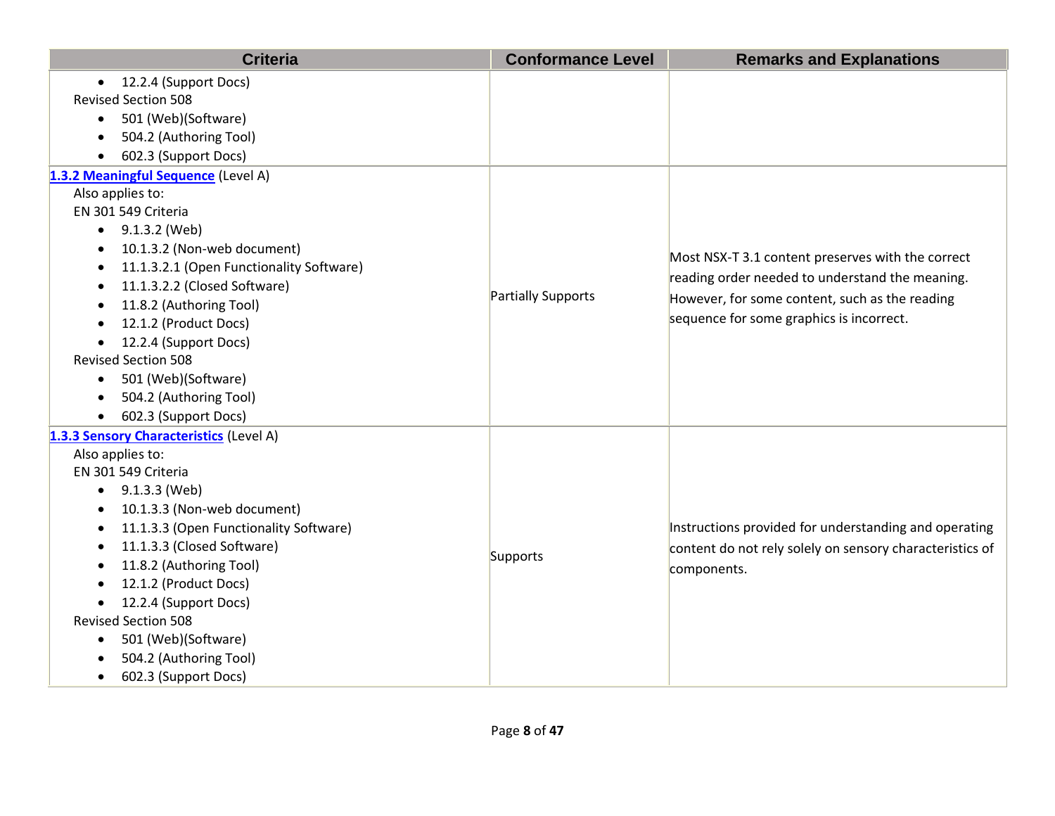| Criteria | Conformance Level | Remarks and Explanations |
|---|---|---|
| • 12.2.4 (Support Docs)<br>Revised Section 508<br>• 501 (Web)(Software)<br>• 504.2 (Authoring Tool)<br>• 602.3 (Support Docs) | | |
| **1.3.2 Meaningful Sequence** (Level A)<br>Also applies to:<br>EN 301 549 Criteria<br>• 9.1.3.2 (Web)<br>• 10.1.3.2 (Non-web document)<br>• 11.1.3.2.1 (Open Functionality Software)<br>• 11.1.3.2.2 (Closed Software)<br>• 11.8.2 (Authoring Tool)<br>• 12.1.2 (Product Docs)<br>• 12.2.4 (Support Docs)<br>Revised Section 508<br>• 501 (Web)(Software)<br>• 504.2 (Authoring Tool)<br>• 602.3 (Support Docs) | Partially Supports | Most NSX-T 3.1 content preserves with the correct reading order needed to understand the meaning. However, for some content, such as the reading sequence for some graphics is incorrect. |
| **1.3.3 Sensory Characteristics** (Level A)<br>Also applies to:<br>EN 301 549 Criteria<br>• 9.1.3.3 (Web)<br>• 10.1.3.3 (Non-web document)<br>• 11.1.3.3 (Open Functionality Software)<br>• 11.1.3.3 (Closed Software)<br>• 11.8.2 (Authoring Tool)<br>• 12.1.2 (Product Docs)<br>• 12.2.4 (Support Docs)<br>Revised Section 508<br>• 501 (Web)(Software)<br>• 504.2 (Authoring Tool)<br>• 602.3 (Support Docs) | Supports | Instructions provided for understanding and operating content do not rely solely on sensory characteristics of components. |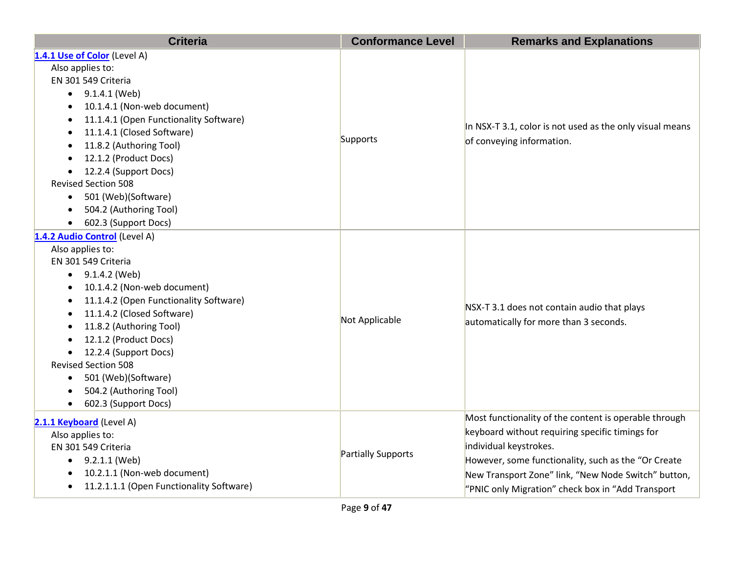| Criteria | Conformance Level | Remarks and Explanations |
|---|---|---|
| [1.4.1 Use of Color](#) (Level A)<br>Also applies to:<br>EN 301 549 Criteria<br>• 9.1.4.1 (Web)<br>• 10.1.4.1 (Non-web document)<br>• 11.1.4.1 (Open Functionality Software)<br>• 11.1.4.1 (Closed Software)<br>• 11.8.2 (Authoring Tool)<br>• 12.1.2 (Product Docs)<br>• 12.2.4 (Support Docs)<br>Revised Section 508<br>• 501 (Web)(Software)<br>• 504.2 (Authoring Tool)<br>• 602.3 (Support Docs) | Supports | In NSX-T 3.1, color is not used as the only visual means of conveying information. |
| [1.4.2 Audio Control](#) (Level A)<br>Also applies to:<br>EN 301 549 Criteria<br>• 9.1.4.2 (Web)<br>• 10.1.4.2 (Non-web document)<br>• 11.1.4.2 (Open Functionality Software)<br>• 11.1.4.2 (Closed Software)<br>• 11.8.2 (Authoring Tool)<br>• 12.1.2 (Product Docs)<br>• 12.2.4 (Support Docs)<br>Revised Section 508<br>• 501 (Web)(Software)<br>• 504.2 (Authoring Tool)<br>• 602.3 (Support Docs) | Not Applicable | NSX-T 3.1 does not contain audio that plays automatically for more than 3 seconds. |
| [2.1.1 Keyboard](#) (Level A)<br>Also applies to:<br>EN 301 549 Criteria<br>• 9.2.1.1 (Web)<br>• 10.2.1.1 (Non-web document)<br>• 11.2.1.1.1 (Open Functionality Software) | Partially Supports | Most functionality of the content is operable through keyboard without requiring specific timings for individual keystrokes.<br>However, some functionality, such as the “Or Create New Transport Zone” link, “New Node Switch” button, “PNIC only Migration” check box in “Add Transport |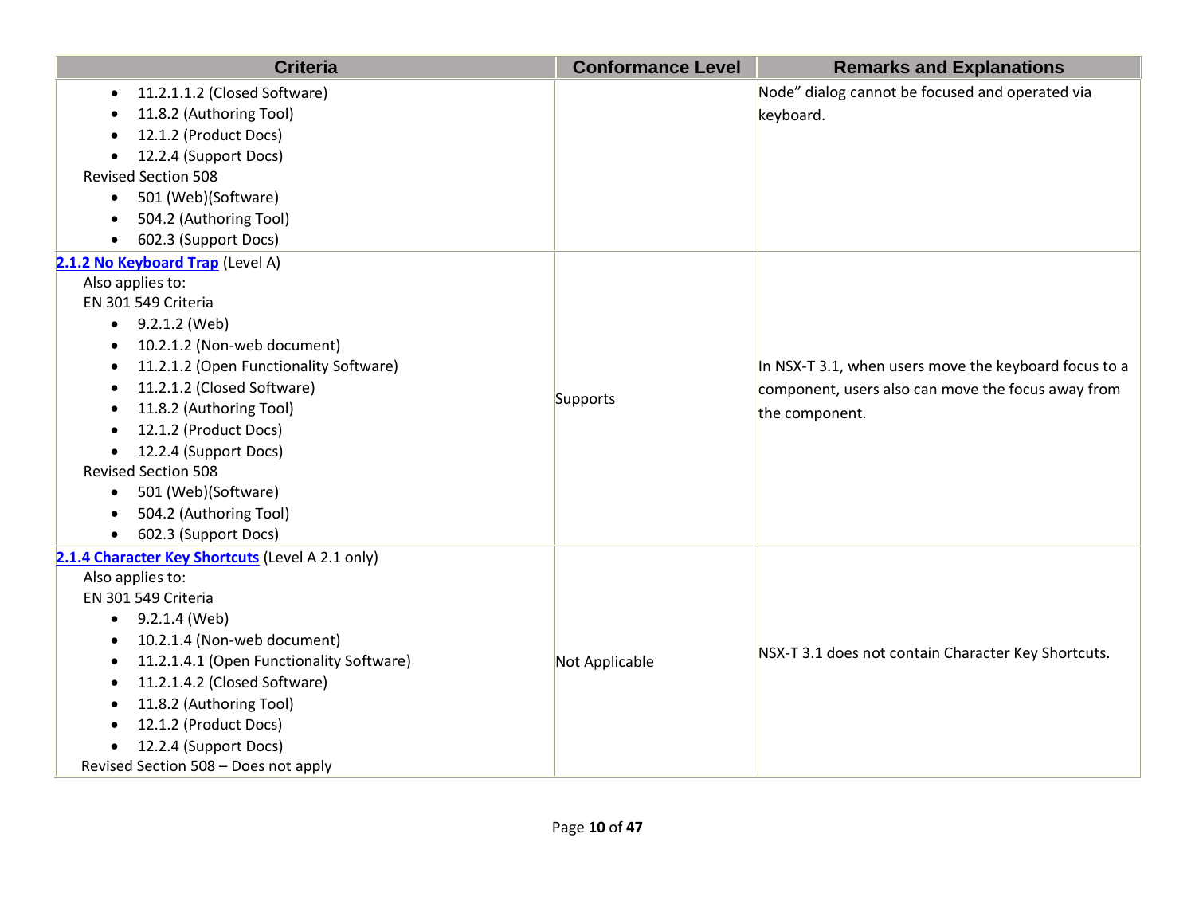| Criteria | Conformance Level | Remarks and Explanations |
|---|---|---|
| • 11.2.1.1.2 (Closed Software)<br>• 11.8.2 (Authoring Tool)<br>• 12.1.2 (Product Docs)<br>• 12.2.4 (Support Docs)<br>Revised Section 508<br>• 501 (Web)(Software)<br>• 504.2 (Authoring Tool)<br>• 602.3 (Support Docs) | | Node" dialog cannot be focused and operated via keyboard. |
| [2.1.2 No Keyboard Trap](#) (Level A)<br>Also applies to:<br>EN 301 549 Criteria<br>• 9.2.1.2 (Web)<br>• 10.2.1.2 (Non-web document)<br>• 11.2.1.2 (Open Functionality Software)<br>• 11.2.1.2 (Closed Software)<br>• 11.8.2 (Authoring Tool)<br>• 12.1.2 (Product Docs)<br>• 12.2.4 (Support Docs)<br>Revised Section 508<br>• 501 (Web)(Software)<br>• 504.2 (Authoring Tool)<br>• 602.3 (Support Docs) | Supports | In NSX-T 3.1, when users move the keyboard focus to a component, users also can move the focus away from the component. |
| [2.1.4 Character Key Shortcuts](#) (Level A 2.1 only)<br>Also applies to:<br>EN 301 549 Criteria<br>• 9.2.1.4 (Web)<br>• 10.2.1.4 (Non-web document)<br>• 11.2.1.4.1 (Open Functionality Software)<br>• 11.2.1.4.2 (Closed Software)<br>• 11.8.2 (Authoring Tool)<br>• 12.1.2 (Product Docs)<br>• 12.2.4 (Support Docs)<br>Revised Section 508 – Does not apply | Not Applicable | NSX-T 3.1 does not contain Character Key Shortcuts. |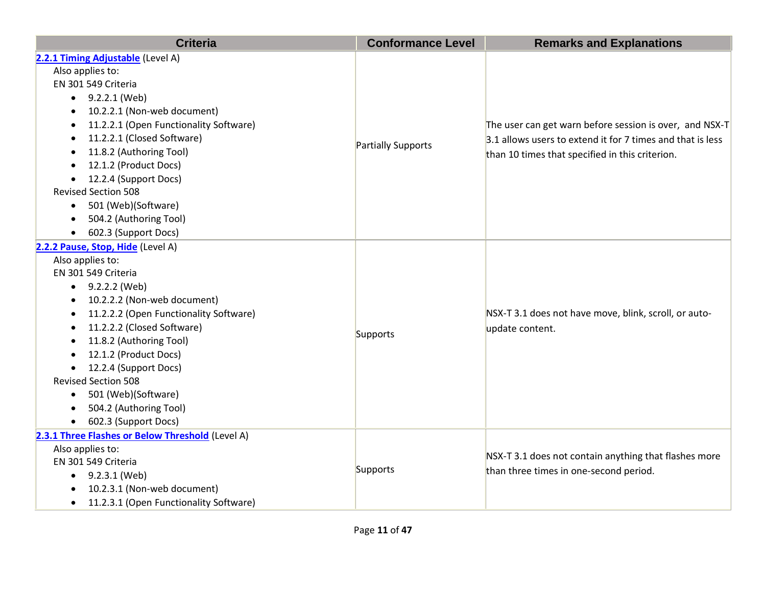| Criteria | Conformance Level | Remarks and Explanations |
| --- | --- | --- |
| **2.2.1 Timing Adjustable** (Level A)<br>Also applies to:<br>EN 301 549 Criteria<br>• 9.2.2.1 (Web)<br>• 10.2.2.1 (Non-web document)<br>• 11.2.2.1 (Open Functionality Software)<br>• 11.2.2.1 (Closed Software)<br>• 11.8.2 (Authoring Tool)<br>• 12.1.2 (Product Docs)<br>• 12.2.4 (Support Docs)<br>Revised Section 508<br>• 501 (Web)(Software)<br>• 504.2 (Authoring Tool)<br>• 602.3 (Support Docs) | Partially Supports | The user can get warn before session is over, and NSX-T 3.1 allows users to extend it for 7 times and that is less than 10 times that specified in this criterion. |
| **2.2.2 Pause, Stop, Hide** (Level A)<br>Also applies to:<br>EN 301 549 Criteria<br>• 9.2.2.2 (Web)<br>• 10.2.2.2 (Non-web document)<br>• 11.2.2.2 (Open Functionality Software)<br>• 11.2.2.2 (Closed Software)<br>• 11.8.2 (Authoring Tool)<br>• 12.1.2 (Product Docs)<br>• 12.2.4 (Support Docs)<br>Revised Section 508<br>• 501 (Web)(Software)<br>• 504.2 (Authoring Tool)<br>• 602.3 (Support Docs) | Supports | NSX-T 3.1 does not have move, blink, scroll, or auto-update content. |
| **2.3.1 Three Flashes or Below Threshold** (Level A)<br>Also applies to:<br>EN 301 549 Criteria<br>• 9.2.3.1 (Web)<br>• 10.2.3.1 (Non-web document)<br>• 11.2.3.1 (Open Functionality Software) | Supports | NSX-T 3.1 does not contain anything that flashes more than three times in one-second period. |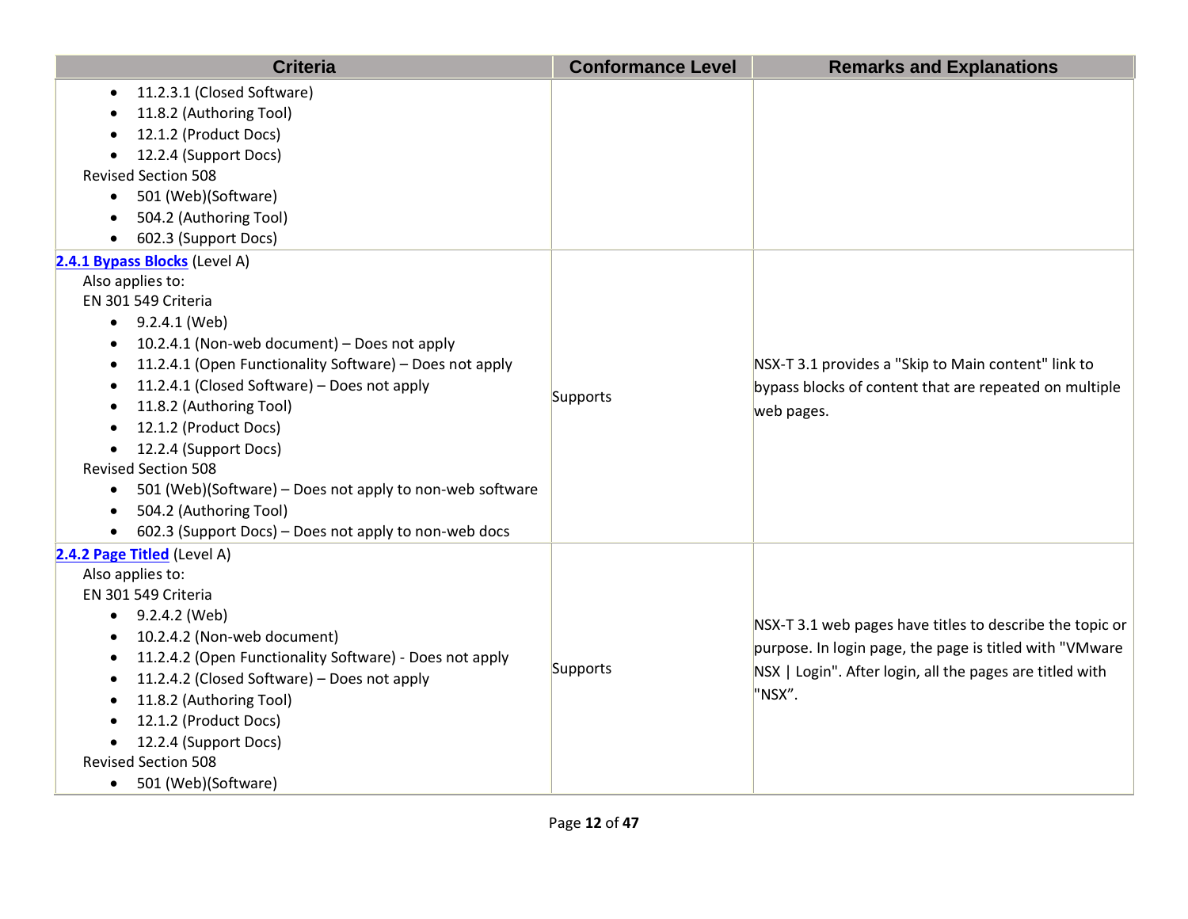| Criteria | Conformance Level | Remarks and Explanations |
|---|---|---|
| <ul><li>11.2.3.1 (Closed Software)</li><li>11.8.2 (Authoring Tool)</li><li>12.1.2 (Product Docs)</li><li>12.2.4 (Support Docs)</li></ul>Revised Section 508<ul><li>501 (Web)(Software)</li><li>504.2 (Authoring Tool)</li><li>602.3 (Support Docs)</li></ul> | | |
| [2.4.1 Bypass Blocks](https://www.w3.org/TR/WCAG21/#bypass-blocks) (Level A)<br>Also applies to:<br>EN 301 549 Criteria<ul><li>9.2.4.1 (Web)</li><li>10.2.4.1 (Non-web document) – Does not apply</li><li>11.2.4.1 (Open Functionality Software) – Does not apply</li><li>11.2.4.1 (Closed Software) – Does not apply</li><li>11.8.2 (Authoring Tool)</li><li>12.1.2 (Product Docs)</li><li>12.2.4 (Support Docs)</li></ul>Revised Section 508<ul><li>501 (Web)(Software) – Does not apply to non-web software</li><li>504.2 (Authoring Tool)</li><li>602.3 (Support Docs) – Does not apply to non-web docs</li></ul> | Supports | NSX-T 3.1 provides a "Skip to Main content" link to bypass blocks of content that are repeated on multiple web pages. |
| [2.4.2 Page Titled](https://www.w3.org/TR/WCAG21/#page-titled) (Level A)<br>Also applies to:<br>EN 301 549 Criteria<ul><li>9.2.4.2 (Web)</li><li>10.2.4.2 (Non-web document)</li><li>11.2.4.2 (Open Functionality Software) - Does not apply</li><li>11.2.4.2 (Closed Software) – Does not apply</li><li>11.8.2 (Authoring Tool)</li><li>12.1.2 (Product Docs)</li><li>12.2.4 (Support Docs)</li></ul>Revised Section 508<ul><li>501 (Web)(Software)</li></ul> | Supports | NSX-T 3.1 web pages have titles to describe the topic or purpose. In login page, the page is titled with "VMware NSX \| Login". After login, all the pages are titled with "NSX”. |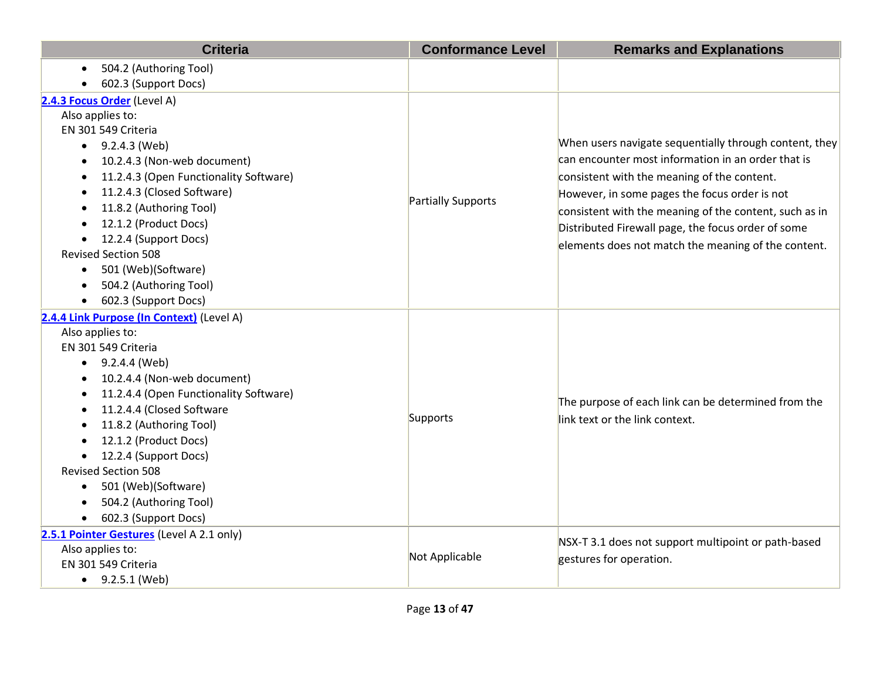| Criteria | Conformance Level | Remarks and Explanations |
|---|---|---|
| <ul><li>504.2 (Authoring Tool)</li><li>602.3 (Support Docs)</li></ul> | | |
| **2.4.3 Focus Order** (Level A)<br>Also applies to:<br>EN 301 549 Criteria<ul><li>9.2.4.3 (Web)</li><li>10.2.4.3 (Non-web document)</li><li>11.2.4.3 (Open Functionality Software)</li><li>11.2.4.3 (Closed Software)</li><li>11.8.2 (Authoring Tool)</li><li>12.1.2 (Product Docs)</li><li>12.2.4 (Support Docs)</li></ul>Revised Section 508<ul><li>501 (Web)(Software)</li><li>504.2 (Authoring Tool)</li><li>602.3 (Support Docs)</li></ul> | Partially Supports | When users navigate sequentially through content, they can encounter most information in an order that is consistent with the meaning of the content. However, in some pages the focus order is not consistent with the meaning of the content, such as in Distributed Firewall page, the focus order of some elements does not match the meaning of the content. |
| **2.4.4 Link Purpose (In Context)** (Level A)<br>Also applies to:<br>EN 301 549 Criteria<ul><li>9.2.4.4 (Web)</li><li>10.2.4.4 (Non-web document)</li><li>11.2.4.4 (Open Functionality Software)</li><li>11.2.4.4 (Closed Software</li><li>11.8.2 (Authoring Tool)</li><li>12.1.2 (Product Docs)</li><li>12.2.4 (Support Docs)</li></ul>Revised Section 508<ul><li>501 (Web)(Software)</li><li>504.2 (Authoring Tool)</li><li>602.3 (Support Docs)</li></ul> | Supports | The purpose of each link can be determined from the link text or the link context. |
| **2.5.1 Pointer Gestures** (Level A 2.1 only)<br>Also applies to:<br>EN 301 549 Criteria<ul><li>9.2.5.1 (Web)</li></ul> | Not Applicable | NSX-T 3.1 does not support multipoint or path-based gestures for operation. |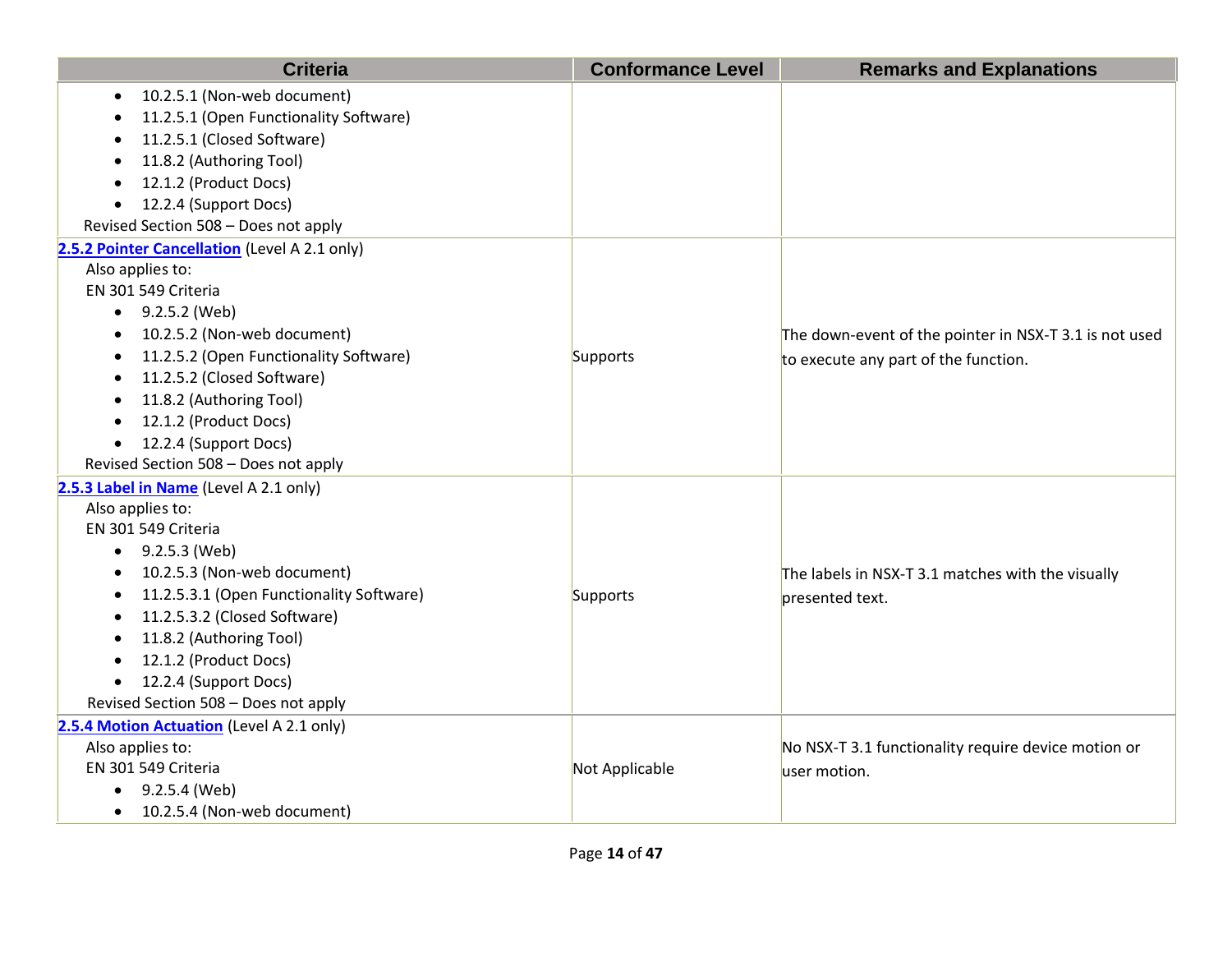| Criteria | Conformance Level | Remarks and Explanations |
| --- | --- | --- |
| <ul><li>10.2.5.1 (Non-web document)</li><li>11.2.5.1 (Open Functionality Software)</li><li>11.2.5.1 (Closed Software)</li><li>11.8.2 (Authoring Tool)</li><li>12.1.2 (Product Docs)</li><li>12.2.4 (Support Docs)</li></ul>Revised Section 508 – Does not apply | | |
| **2.5.2 Pointer Cancellation** (Level A 2.1 only)<br>Also applies to:<br>EN 301 549 Criteria<ul><li>9.2.5.2 (Web)</li><li>10.2.5.2 (Non-web document)</li><li>11.2.5.2 (Open Functionality Software)</li><li>11.2.5.2 (Closed Software)</li><li>11.8.2 (Authoring Tool)</li><li>12.1.2 (Product Docs)</li><li>12.2.4 (Support Docs)</li></ul>Revised Section 508 – Does not apply | Supports | The down-event of the pointer in NSX-T 3.1 is not used to execute any part of the function. |
| **2.5.3 Label in Name** (Level A 2.1 only)<br>Also applies to:<br>EN 301 549 Criteria<ul><li>9.2.5.3 (Web)</li><li>10.2.5.3 (Non-web document)</li><li>11.2.5.3.1 (Open Functionality Software)</li><li>11.2.5.3.2 (Closed Software)</li><li>11.8.2 (Authoring Tool)</li><li>12.1.2 (Product Docs)</li><li>12.2.4 (Support Docs)</li></ul>Revised Section 508 – Does not apply | Supports | The labels in NSX-T 3.1 matches with the visually presented text. |
| **2.5.4 Motion Actuation** (Level A 2.1 only)<br>Also applies to:<br>EN 301 549 Criteria<ul><li>9.2.5.4 (Web)</li><li>10.2.5.4 (Non-web document)</li></ul> | Not Applicable | No NSX-T 3.1 functionality require device motion or user motion. |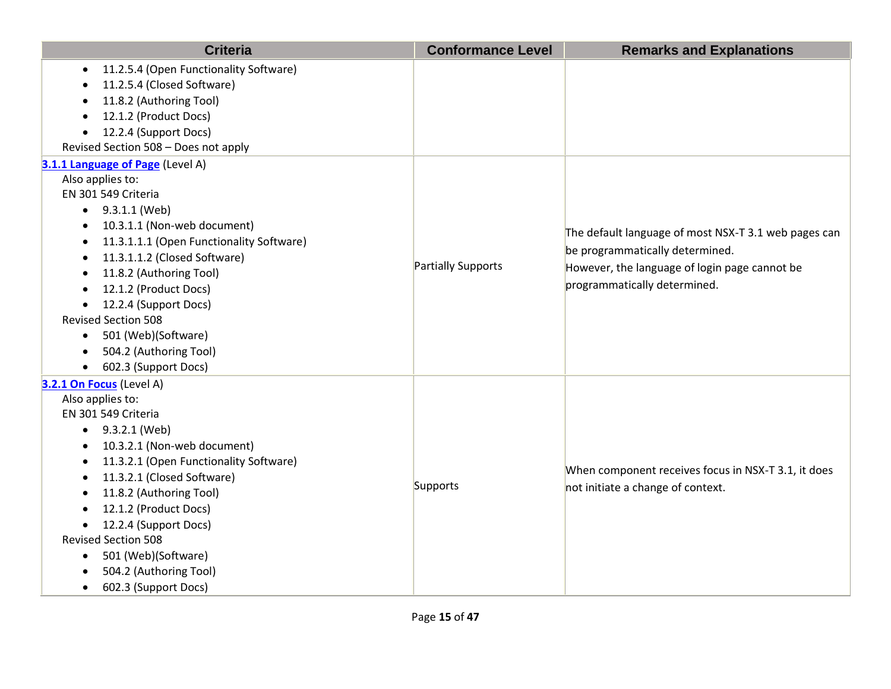| Criteria | Conformance Level | Remarks and Explanations |
| --- | --- | --- |
| <ul><li>11.2.5.4 (Open Functionality Software)</li><li>11.2.5.4 (Closed Software)</li><li>11.8.2 (Authoring Tool)</li><li>12.1.2 (Product Docs)</li><li>12.2.4 (Support Docs)</li></ul>Revised Section 508 – Does not apply | | |
| **[3.1.1 Language of Page]()** (Level A)<br>Also applies to:<br>EN 301 549 Criteria<ul><li>9.3.1.1 (Web)</li><li>10.3.1.1 (Non-web document)</li><li>11.3.1.1.1 (Open Functionality Software)</li><li>11.3.1.1.2 (Closed Software)</li><li>11.8.2 (Authoring Tool)</li><li>12.1.2 (Product Docs)</li><li>12.2.4 (Support Docs)</li></ul>Revised Section 508<ul><li>501 (Web)(Software)</li><li>504.2 (Authoring Tool)</li><li>602.3 (Support Docs)</li></ul> | Partially Supports | The default language of most NSX-T 3.1 web pages can be programmatically determined.<br>However, the language of login page cannot be programmatically determined. |
| **[3.2.1 On Focus]()** (Level A)<br>Also applies to:<br>EN 301 549 Criteria<ul><li>9.3.2.1 (Web)</li><li>10.3.2.1 (Non-web document)</li><li>11.3.2.1 (Open Functionality Software)</li><li>11.3.2.1 (Closed Software)</li><li>11.8.2 (Authoring Tool)</li><li>12.1.2 (Product Docs)</li><li>12.2.4 (Support Docs)</li></ul>Revised Section 508<ul><li>501 (Web)(Software)</li><li>504.2 (Authoring Tool)</li><li>602.3 (Support Docs)</li></ul> | Supports | When component receives focus in NSX-T 3.1, it does not initiate a change of context. |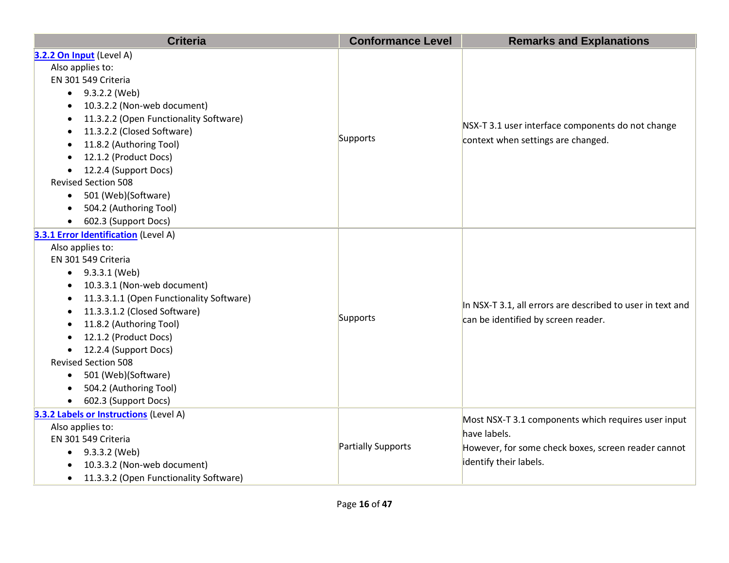| Criteria | Conformance Level | Remarks and Explanations |
| --- | --- | --- |
| **[3.2.2 On Input]()** (Level A)<br>Also applies to:<br>EN 301 549 Criteria<br>• 9.3.2.2 (Web)<br>• 10.3.2.2 (Non-web document)<br>• 11.3.2.2 (Open Functionality Software)<br>• 11.3.2.2 (Closed Software)<br>• 11.8.2 (Authoring Tool)<br>• 12.1.2 (Product Docs)<br>• 12.2.4 (Support Docs)<br>Revised Section 508<br>• 501 (Web)(Software)<br>• 504.2 (Authoring Tool)<br>• 602.3 (Support Docs) | Supports | NSX-T 3.1 user interface components do not change context when settings are changed. |
| **[3.3.1 Error Identification]()** (Level A)<br>Also applies to:<br>EN 301 549 Criteria<br>• 9.3.3.1 (Web)<br>• 10.3.3.1 (Non-web document)<br>• 11.3.3.1.1 (Open Functionality Software)<br>• 11.3.3.1.2 (Closed Software)<br>• 11.8.2 (Authoring Tool)<br>• 12.1.2 (Product Docs)<br>• 12.2.4 (Support Docs)<br>Revised Section 508<br>• 501 (Web)(Software)<br>• 504.2 (Authoring Tool)<br>• 602.3 (Support Docs) | Supports | In NSX-T 3.1, all errors are described to user in text and can be identified by screen reader. |
| **[3.3.2 Labels or Instructions]()** (Level A)<br>Also applies to:<br>EN 301 549 Criteria<br>• 9.3.3.2 (Web)<br>• 10.3.3.2 (Non-web document)<br>• 11.3.3.2 (Open Functionality Software) | Partially Supports | Most NSX-T 3.1 components which requires user input have labels.<br>However, for some check boxes, screen reader cannot identify their labels. |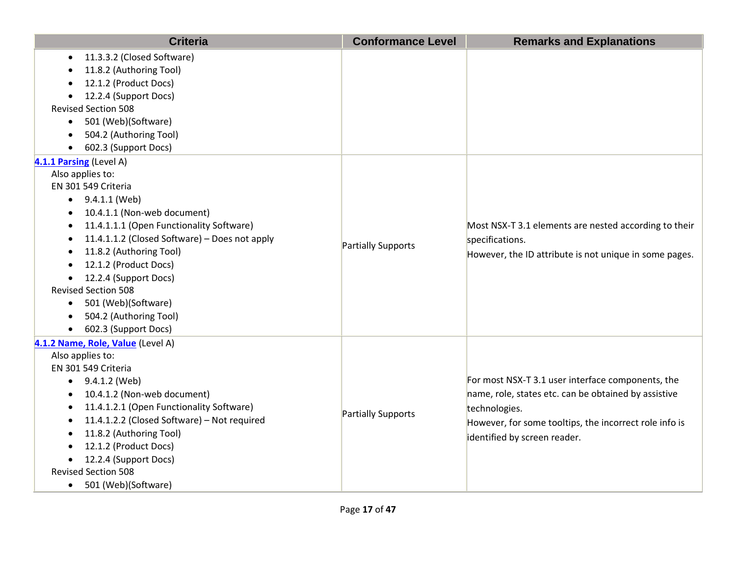| Criteria | Conformance Level | Remarks and Explanations |
| --- | --- | --- |
| <ul><li>11.3.3.2 (Closed Software)</li><li>11.8.2 (Authoring Tool)</li><li>12.1.2 (Product Docs)</li><li>12.2.4 (Support Docs)</li></ul>Revised Section 508<ul><li>501 (Web)(Software)</li><li>504.2 (Authoring Tool)</li><li>602.3 (Support Docs)</li></ul> | | |
| **4.1.1 Parsing** (Level A)<br>Also applies to:<br>EN 301 549 Criteria<ul><li>9.4.1.1 (Web)</li><li>10.4.1.1 (Non-web document)</li><li>11.4.1.1.1 (Open Functionality Software)</li><li>11.4.1.1.2 (Closed Software) – Does not apply</li><li>11.8.2 (Authoring Tool)</li><li>12.1.2 (Product Docs)</li><li>12.2.4 (Support Docs)</li></ul>Revised Section 508<ul><li>501 (Web)(Software)</li><li>504.2 (Authoring Tool)</li><li>602.3 (Support Docs)</li></ul> | Partially Supports | Most NSX-T 3.1 elements are nested according to their specifications.<br>However, the ID attribute is not unique in some pages. |
| **4.1.2 Name, Role, Value** (Level A)<br>Also applies to:<br>EN 301 549 Criteria<ul><li>9.4.1.2 (Web)</li><li>10.4.1.2 (Non-web document)</li><li>11.4.1.2.1 (Open Functionality Software)</li><li>11.4.1.2.2 (Closed Software) – Not required</li><li>11.8.2 (Authoring Tool)</li><li>12.1.2 (Product Docs)</li><li>12.2.4 (Support Docs)</li></ul>Revised Section 508<ul><li>501 (Web)(Software)</li></ul> | Partially Supports | For most NSX-T 3.1 user interface components, the name, role, states etc. can be obtained by assistive technologies.<br>However, for some tooltips, the incorrect role info is identified by screen reader. |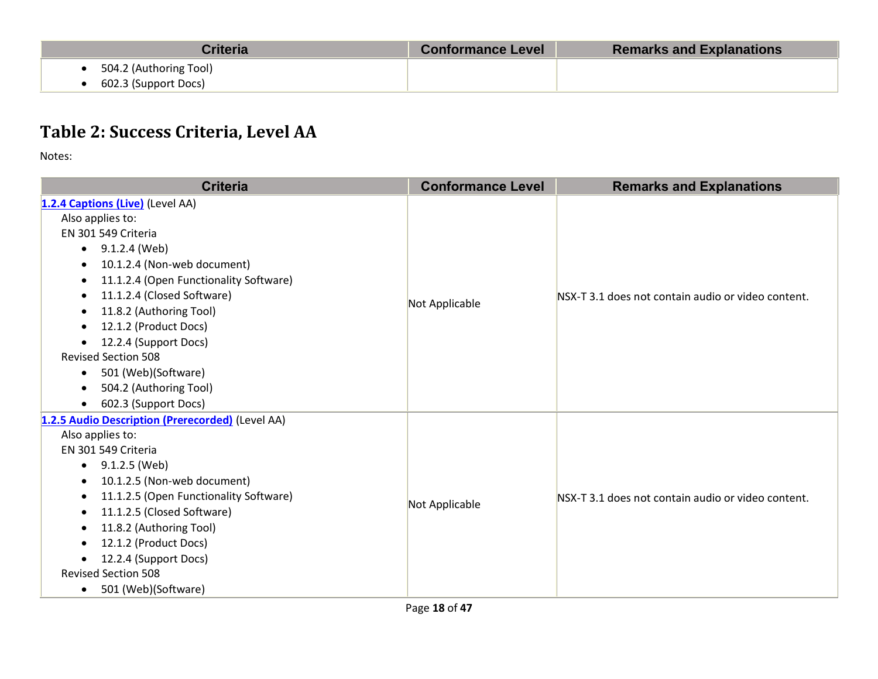| Criteria | Conformance Level | Remarks and Explanations |
|---|---|---|
| • 504.2 (Authoring Tool)<br>• 602.3 (Support Docs) | | |

## Table 2: Success Criteria, Level AA

Notes:

| Criteria | Conformance Level | Remarks and Explanations |
|---|---|---|
| **1.2.4 Captions (Live)** (Level AA)<br>Also applies to:<br>EN 301 549 Criteria<br>• 9.1.2.4 (Web)<br>• 10.1.2.4 (Non-web document)<br>• 11.1.2.4 (Open Functionality Software)<br>• 11.1.2.4 (Closed Software)<br>• 11.8.2 (Authoring Tool)<br>• 12.1.2 (Product Docs)<br>• 12.2.4 (Support Docs)<br>Revised Section 508<br>• 501 (Web)(Software)<br>• 504.2 (Authoring Tool)<br>• 602.3 (Support Docs) | Not Applicable | NSX-T 3.1 does not contain audio or video content. |
| **1.2.5 Audio Description (Prerecorded)** (Level AA)<br>Also applies to:<br>EN 301 549 Criteria<br>• 9.1.2.5 (Web)<br>• 10.1.2.5 (Non-web document)<br>• 11.1.2.5 (Open Functionality Software)<br>• 11.1.2.5 (Closed Software)<br>• 11.8.2 (Authoring Tool)<br>• 12.1.2 (Product Docs)<br>• 12.2.4 (Support Docs)<br>Revised Section 508<br>• 501 (Web)(Software) | Not Applicable | NSX-T 3.1 does not contain audio or video content. |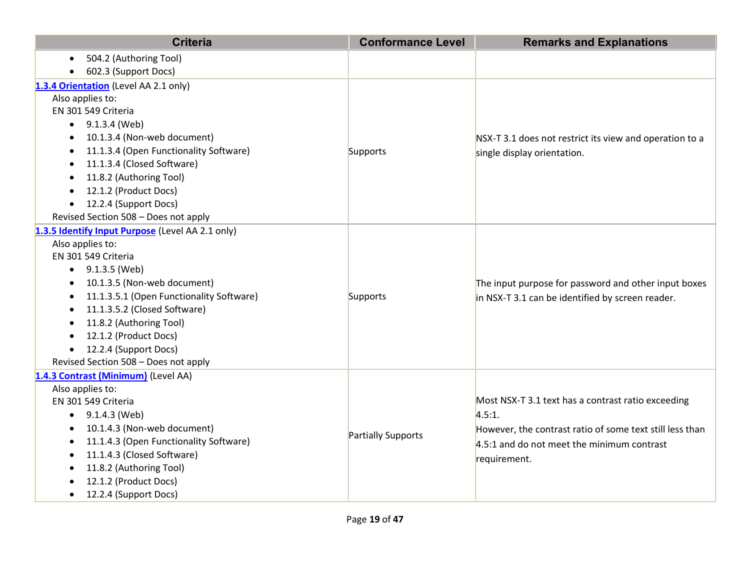| Criteria | Conformance Level | Remarks and Explanations |
|---|---|---|
| • 504.2 (Authoring Tool)<br>• 602.3 (Support Docs) | | |
| [1.3.4 Orientation](#) (Level AA 2.1 only)<br>Also applies to:<br>EN 301 549 Criteria<br>• 9.1.3.4 (Web)<br>• 10.1.3.4 (Non-web document)<br>• 11.1.3.4 (Open Functionality Software)<br>• 11.1.3.4 (Closed Software)<br>• 11.8.2 (Authoring Tool)<br>• 12.1.2 (Product Docs)<br>• 12.2.4 (Support Docs)<br>Revised Section 508 – Does not apply | Supports | NSX-T 3.1 does not restrict its view and operation to a single display orientation. |
| [1.3.5 Identify Input Purpose](#) (Level AA 2.1 only)<br>Also applies to:<br>EN 301 549 Criteria<br>• 9.1.3.5 (Web)<br>• 10.1.3.5 (Non-web document)<br>• 11.1.3.5.1 (Open Functionality Software)<br>• 11.1.3.5.2 (Closed Software)<br>• 11.8.2 (Authoring Tool)<br>• 12.1.2 (Product Docs)<br>• 12.2.4 (Support Docs)<br>Revised Section 508 – Does not apply | Supports | The input purpose for password and other input boxes in NSX-T 3.1 can be identified by screen reader. |
| [1.4.3 Contrast (Minimum)](#) (Level AA)<br>Also applies to:<br>EN 301 549 Criteria<br>• 9.1.4.3 (Web)<br>• 10.1.4.3 (Non-web document)<br>• 11.1.4.3 (Open Functionality Software)<br>• 11.1.4.3 (Closed Software)<br>• 11.8.2 (Authoring Tool)<br>• 12.1.2 (Product Docs)<br>• 12.2.4 (Support Docs) | Partially Supports | Most NSX-T 3.1 text has a contrast ratio exceeding 4.5:1.<br>However, the contrast ratio of some text still less than 4.5:1 and do not meet the minimum contrast requirement. |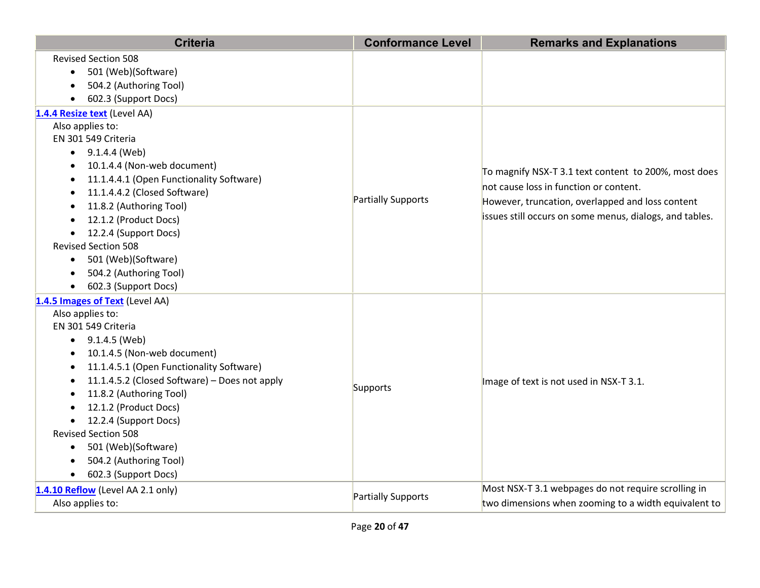| Criteria | Conformance Level | Remarks and Explanations |
| --- | --- | --- |
| Revised Section 508<br>• 501 (Web)(Software)<br>• 504.2 (Authoring Tool)<br>• 602.3 (Support Docs) | | |
| **[1.4.4 Resize text]()** (Level AA)<br>Also applies to:<br>EN 301 549 Criteria<br>• 9.1.4.4 (Web)<br>• 10.1.4.4 (Non-web document)<br>• 11.1.4.4.1 (Open Functionality Software)<br>• 11.1.4.4.2 (Closed Software)<br>• 11.8.2 (Authoring Tool)<br>• 12.1.2 (Product Docs)<br>• 12.2.4 (Support Docs)<br>Revised Section 508<br>• 501 (Web)(Software)<br>• 504.2 (Authoring Tool)<br>• 602.3 (Support Docs) | Partially Supports | To magnify NSX-T 3.1 text content to 200%, most does not cause loss in function or content.<br>However, truncation, overlapped and loss content issues still occurs on some menus, dialogs, and tables. |
| **[1.4.5 Images of Text]()** (Level AA)<br>Also applies to:<br>EN 301 549 Criteria<br>• 9.1.4.5 (Web)<br>• 10.1.4.5 (Non-web document)<br>• 11.1.4.5.1 (Open Functionality Software)<br>• 11.1.4.5.2 (Closed Software) – Does not apply<br>• 11.8.2 (Authoring Tool)<br>• 12.1.2 (Product Docs)<br>• 12.2.4 (Support Docs)<br>Revised Section 508<br>• 501 (Web)(Software)<br>• 504.2 (Authoring Tool)<br>• 602.3 (Support Docs) | Supports | Image of text is not used in NSX-T 3.1. |
| **[1.4.10 Reflow]()** (Level AA 2.1 only)<br>Also applies to: | Partially Supports | Most NSX-T 3.1 webpages do not require scrolling in two dimensions when zooming to a width equivalent to |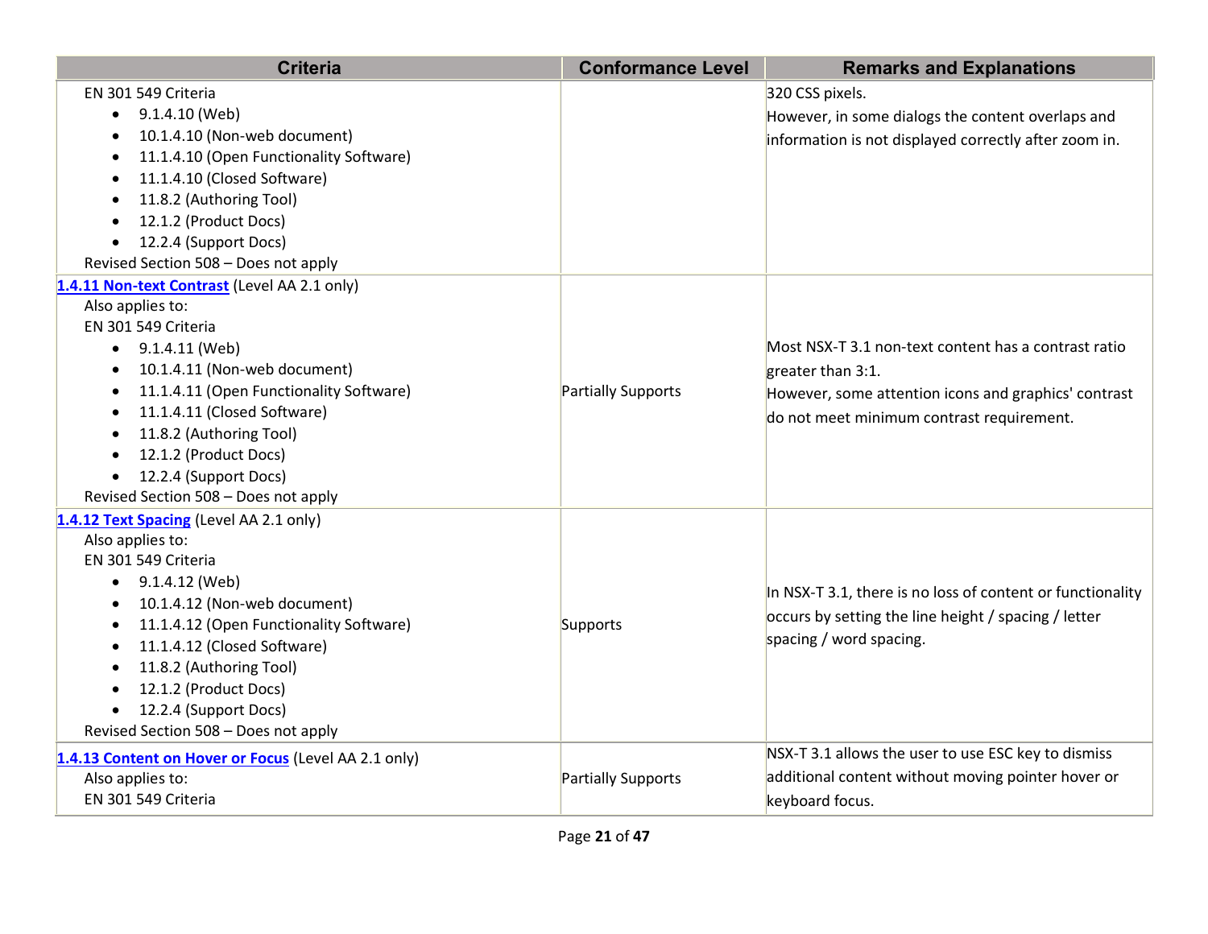| Criteria | Conformance Level | Remarks and Explanations |
| --- | --- | --- |
| EN 301 549 Criteria<br>• 9.1.4.10 (Web)<br>• 10.1.4.10 (Non-web document)<br>• 11.1.4.10 (Open Functionality Software)<br>• 11.1.4.10 (Closed Software)<br>• 11.8.2 (Authoring Tool)<br>• 12.1.2 (Product Docs)<br>• 12.2.4 (Support Docs)<br>Revised Section 508 – Does not apply | | 320 CSS pixels.<br>However, in some dialogs the content overlaps and information is not displayed correctly after zoom in. |
| **1.4.11 Non-text Contrast** (Level AA 2.1 only)<br>Also applies to:<br>EN 301 549 Criteria<br>• 9.1.4.11 (Web)<br>• 10.1.4.11 (Non-web document)<br>• 11.1.4.11 (Open Functionality Software)<br>• 11.1.4.11 (Closed Software)<br>• 11.8.2 (Authoring Tool)<br>• 12.1.2 (Product Docs)<br>• 12.2.4 (Support Docs)<br>Revised Section 508 – Does not apply | Partially Supports | Most NSX-T 3.1 non-text content has a contrast ratio greater than 3:1.<br>However, some attention icons and graphics' contrast do not meet minimum contrast requirement. |
| **1.4.12 Text Spacing** (Level AA 2.1 only)<br>Also applies to:<br>EN 301 549 Criteria<br>• 9.1.4.12 (Web)<br>• 10.1.4.12 (Non-web document)<br>• 11.1.4.12 (Open Functionality Software)<br>• 11.1.4.12 (Closed Software)<br>• 11.8.2 (Authoring Tool)<br>• 12.1.2 (Product Docs)<br>• 12.2.4 (Support Docs)<br>Revised Section 508 – Does not apply | Supports | In NSX-T 3.1, there is no loss of content or functionality occurs by setting the line height / spacing / letter spacing / word spacing. |
| **1.4.13 Content on Hover or Focus** (Level AA 2.1 only)<br>Also applies to:<br>EN 301 549 Criteria | Partially Supports | NSX-T 3.1 allows the user to use ESC key to dismiss additional content without moving pointer hover or keyboard focus. |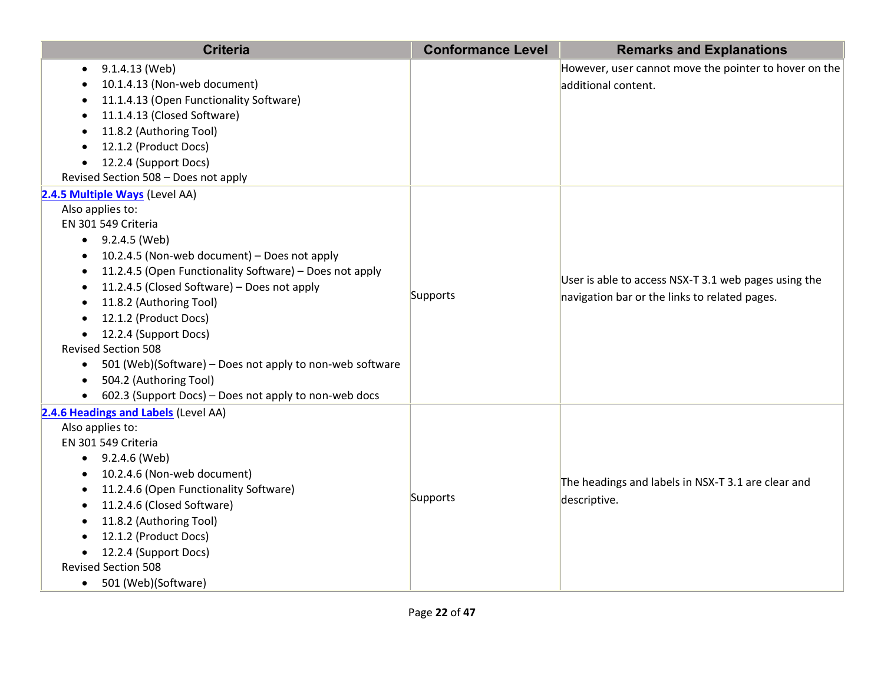| Criteria | Conformance Level | Remarks and Explanations |
|---|---|---|
| <ul><li>9.1.4.13 (Web)</li><li>10.1.4.13 (Non-web document)</li><li>11.1.4.13 (Open Functionality Software)</li><li>11.1.4.13 (Closed Software)</li><li>11.8.2 (Authoring Tool)</li><li>12.1.2 (Product Docs)</li><li>12.2.4 (Support Docs)</li></ul>Revised Section 508 – Does not apply | | However, user cannot move the pointer to hover on the additional content. |
| **2.4.5 Multiple Ways** (Level AA)<br>Also applies to:<br>EN 301 549 Criteria<ul><li>9.2.4.5 (Web)</li><li>10.2.4.5 (Non-web document) – Does not apply</li><li>11.2.4.5 (Open Functionality Software) – Does not apply</li><li>11.2.4.5 (Closed Software) – Does not apply</li><li>11.8.2 (Authoring Tool)</li><li>12.1.2 (Product Docs)</li><li>12.2.4 (Support Docs)</li></ul>Revised Section 508<ul><li>501 (Web)(Software) – Does not apply to non-web software</li><li>504.2 (Authoring Tool)</li><li>602.3 (Support Docs) – Does not apply to non-web docs</li></ul> | Supports | User is able to access NSX-T 3.1 web pages using the navigation bar or the links to related pages. |
| **2.4.6 Headings and Labels** (Level AA)<br>Also applies to:<br>EN 301 549 Criteria<ul><li>9.2.4.6 (Web)</li><li>10.2.4.6 (Non-web document)</li><li>11.2.4.6 (Open Functionality Software)</li><li>11.2.4.6 (Closed Software)</li><li>11.8.2 (Authoring Tool)</li><li>12.1.2 (Product Docs)</li><li>12.2.4 (Support Docs)</li></ul>Revised Section 508<ul><li>501 (Web)(Software)</li></ul> | Supports | The headings and labels in NSX-T 3.1 are clear and descriptive. |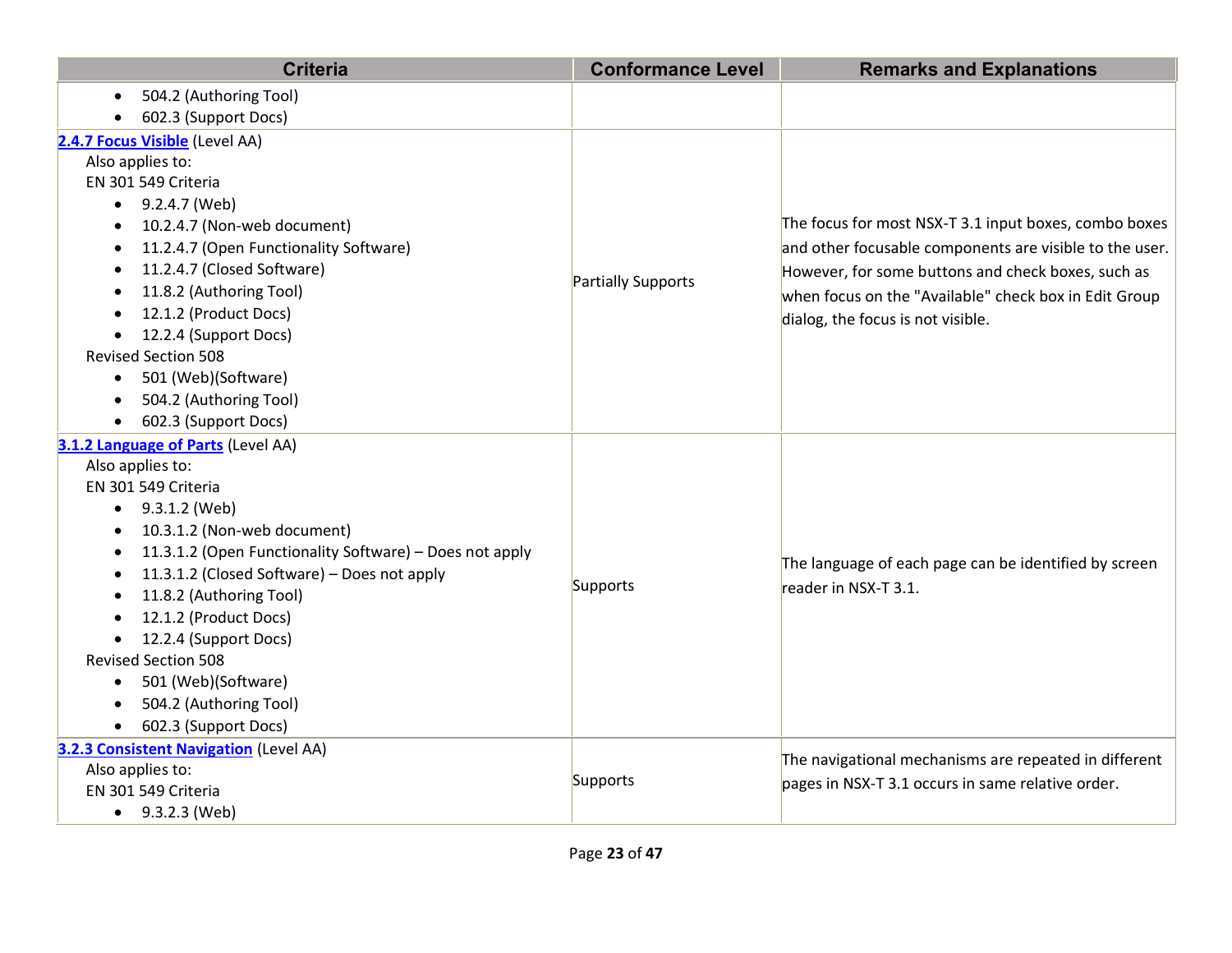| Criteria | Conformance Level | Remarks and Explanations |
|---|---|---|
| <ul><li>504.2 (Authoring Tool)</li><li>602.3 (Support Docs)</li></ul> | | |
| **2.4.7 Focus Visible** (Level AA)<br>Also applies to:<br>EN 301 549 Criteria<ul><li>9.2.4.7 (Web)</li><li>10.2.4.7 (Non-web document)</li><li>11.2.4.7 (Open Functionality Software)</li><li>11.2.4.7 (Closed Software)</li><li>11.8.2 (Authoring Tool)</li><li>12.1.2 (Product Docs)</li><li>12.2.4 (Support Docs)</li></ul>Revised Section 508<ul><li>501 (Web)(Software)</li><li>504.2 (Authoring Tool)</li><li>602.3 (Support Docs)</li></ul> | Partially Supports | The focus for most NSX-T 3.1 input boxes, combo boxes and other focusable components are visible to the user. However, for some buttons and check boxes, such as when focus on the "Available" check box in Edit Group dialog, the focus is not visible. |
| **3.1.2 Language of Parts** (Level AA)<br>Also applies to:<br>EN 301 549 Criteria<ul><li>9.3.1.2 (Web)</li><li>10.3.1.2 (Non-web document)</li><li>11.3.1.2 (Open Functionality Software) – Does not apply</li><li>11.3.1.2 (Closed Software) – Does not apply</li><li>11.8.2 (Authoring Tool)</li><li>12.1.2 (Product Docs)</li><li>12.2.4 (Support Docs)</li></ul>Revised Section 508<ul><li>501 (Web)(Software)</li><li>504.2 (Authoring Tool)</li><li>602.3 (Support Docs)</li></ul> | Supports | The language of each page can be identified by screen reader in NSX-T 3.1. |
| **3.2.3 Consistent Navigation** (Level AA)<br>Also applies to:<br>EN 301 549 Criteria<ul><li>9.3.2.3 (Web)</li></ul> | Supports | The navigational mechanisms are repeated in different pages in NSX-T 3.1 occurs in same relative order. |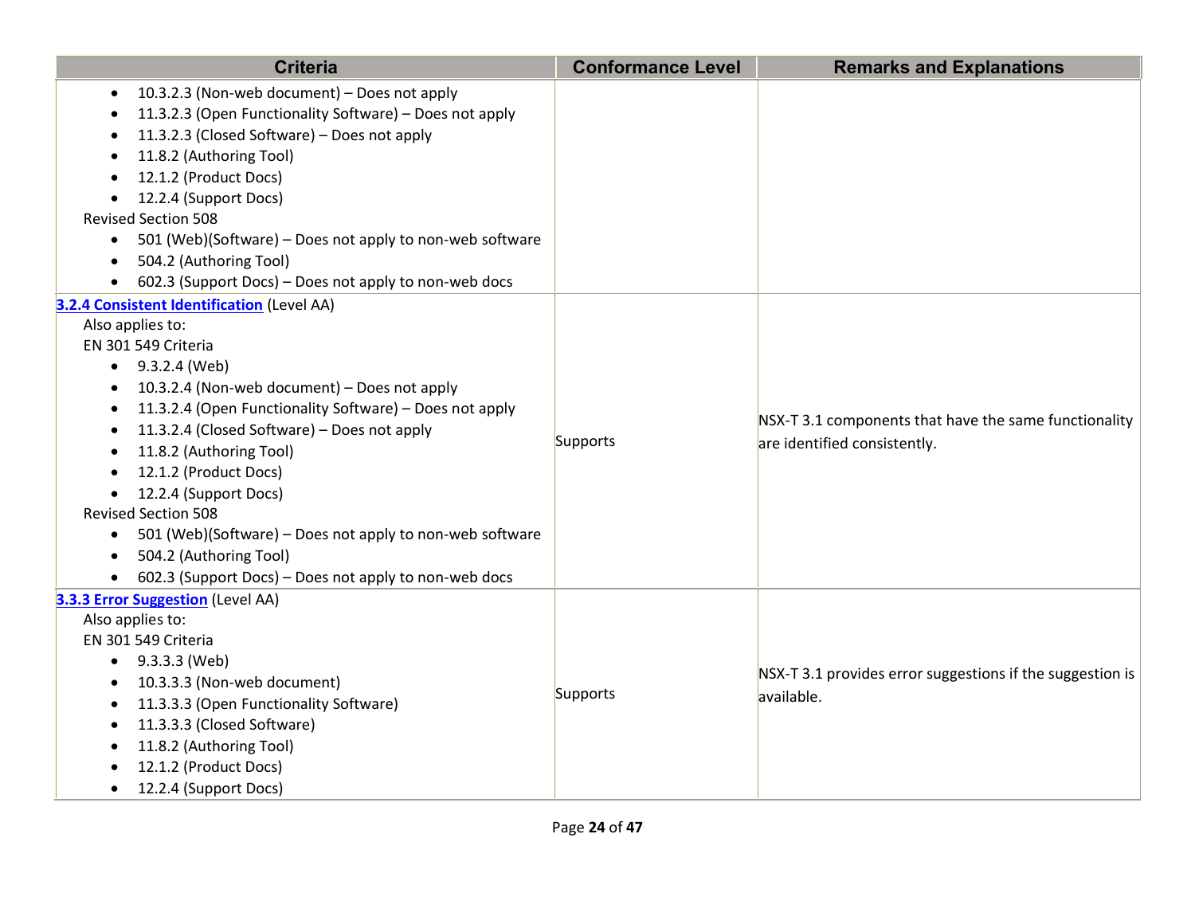| Criteria | Conformance Level | Remarks and Explanations |
|---|---|---|
| <ul><li>10.3.2.3 (Non-web document) – Does not apply</li><li>11.3.2.3 (Open Functionality Software) – Does not apply</li><li>11.3.2.3 (Closed Software) – Does not apply</li><li>11.8.2 (Authoring Tool)</li><li>12.1.2 (Product Docs)</li><li>12.2.4 (Support Docs)</li></ul>Revised Section 508<ul><li>501 (Web)(Software) – Does not apply to non-web software</li><li>504.2 (Authoring Tool)</li><li>602.3 (Support Docs) – Does not apply to non-web docs</li></ul> | | |
| **3.2.4 Consistent Identification** (Level AA)<br>Also applies to:<br>EN 301 549 Criteria<ul><li>9.3.2.4 (Web)</li><li>10.3.2.4 (Non-web document) – Does not apply</li><li>11.3.2.4 (Open Functionality Software) – Does not apply</li><li>11.3.2.4 (Closed Software) – Does not apply</li><li>11.8.2 (Authoring Tool)</li><li>12.1.2 (Product Docs)</li><li>12.2.4 (Support Docs)</li></ul>Revised Section 508<ul><li>501 (Web)(Software) – Does not apply to non-web software</li><li>504.2 (Authoring Tool)</li><li>602.3 (Support Docs) – Does not apply to non-web docs</li></ul> | Supports | NSX-T 3.1 components that have the same functionality are identified consistently. |
| **3.3.3 Error Suggestion** (Level AA)<br>Also applies to:<br>EN 301 549 Criteria<ul><li>9.3.3.3 (Web)</li><li>10.3.3.3 (Non-web document)</li><li>11.3.3.3 (Open Functionality Software)</li><li>11.3.3.3 (Closed Software)</li><li>11.8.2 (Authoring Tool)</li><li>12.1.2 (Product Docs)</li><li>12.2.4 (Support Docs)</li></ul> | Supports | NSX-T 3.1 provides error suggestions if the suggestion is available. |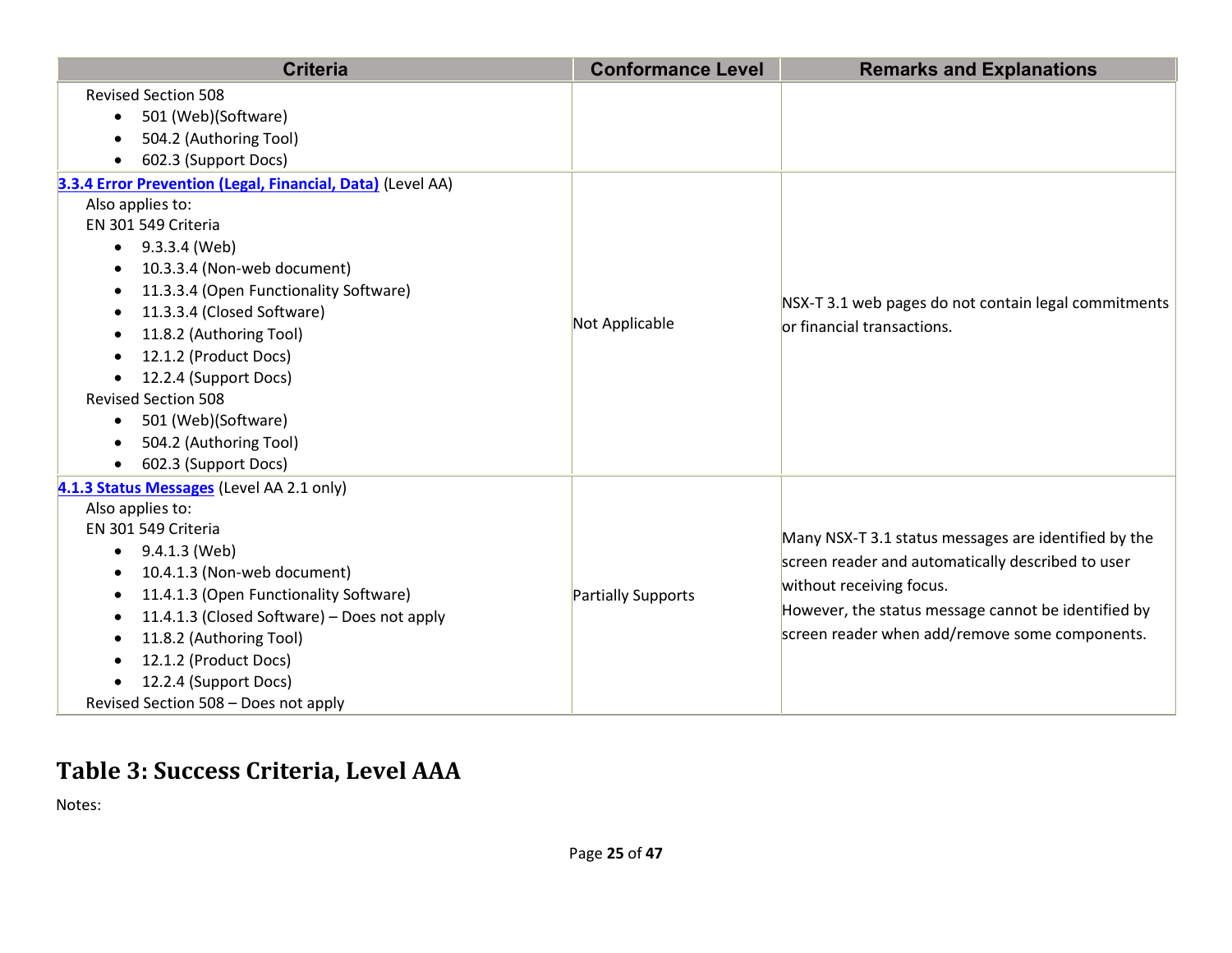| Criteria | Conformance Level | Remarks and Explanations |
|---|---|---|
| Revised Section 508<br>• 501 (Web)(Software)<br>• 504.2 (Authoring Tool)<br>• 602.3 (Support Docs) | | |
| **3.3.4 Error Prevention (Legal, Financial, Data)** (Level AA)<br>Also applies to:<br>EN 301 549 Criteria<br>• 9.3.3.4 (Web)<br>• 10.3.3.4 (Non-web document)<br>• 11.3.3.4 (Open Functionality Software)<br>• 11.3.3.4 (Closed Software)<br>• 11.8.2 (Authoring Tool)<br>• 12.1.2 (Product Docs)<br>• 12.2.4 (Support Docs)<br>Revised Section 508<br>• 501 (Web)(Software)<br>• 504.2 (Authoring Tool)<br>• 602.3 (Support Docs) | Not Applicable | NSX-T 3.1 web pages do not contain legal commitments or financial transactions. |
| **4.1.3 Status Messages** (Level AA 2.1 only)<br>Also applies to:<br>EN 301 549 Criteria<br>• 9.4.1.3 (Web)<br>• 10.4.1.3 (Non-web document)<br>• 11.4.1.3 (Open Functionality Software)<br>• 11.4.1.3 (Closed Software) – Does not apply<br>• 11.8.2 (Authoring Tool)<br>• 12.1.2 (Product Docs)<br>• 12.2.4 (Support Docs)<br>Revised Section 508 – Does not apply | Partially Supports | Many NSX-T 3.1 status messages are identified by the screen reader and automatically described to user without receiving focus.<br>However, the status message cannot be identified by screen reader when add/remove some components. |

## Table 3: Success Criteria, Level AAA

Notes: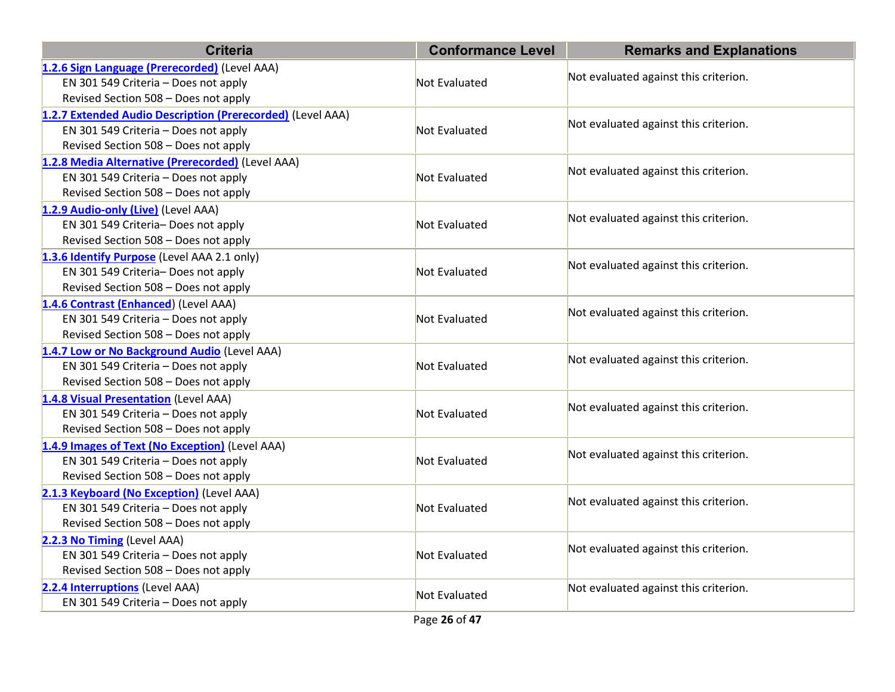| Criteria | Conformance Level | Remarks and Explanations |
| --- | --- | --- |
| 1.2.6 Sign Language (Prerecorded) (Level AAA)<br>EN 301 549 Criteria – Does not apply<br>Revised Section 508 – Does not apply | Not Evaluated | Not evaluated against this criterion. |
| 1.2.7 Extended Audio Description (Prerecorded) (Level AAA)<br>EN 301 549 Criteria – Does not apply<br>Revised Section 508 – Does not apply | Not Evaluated | Not evaluated against this criterion. |
| 1.2.8 Media Alternative (Prerecorded) (Level AAA)<br>EN 301 549 Criteria – Does not apply<br>Revised Section 508 – Does not apply | Not Evaluated | Not evaluated against this criterion. |
| 1.2.9 Audio-only (Live) (Level AAA)<br>EN 301 549 Criteria– Does not apply<br>Revised Section 508 – Does not apply | Not Evaluated | Not evaluated against this criterion. |
| 1.3.6 Identify Purpose (Level AAA 2.1 only)<br>EN 301 549 Criteria– Does not apply<br>Revised Section 508 – Does not apply | Not Evaluated | Not evaluated against this criterion. |
| 1.4.6 Contrast (Enhanced) (Level AAA)<br>EN 301 549 Criteria – Does not apply<br>Revised Section 508 – Does not apply | Not Evaluated | Not evaluated against this criterion. |
| 1.4.7 Low or No Background Audio (Level AAA)<br>EN 301 549 Criteria – Does not apply<br>Revised Section 508 – Does not apply | Not Evaluated | Not evaluated against this criterion. |
| 1.4.8 Visual Presentation (Level AAA)<br>EN 301 549 Criteria – Does not apply<br>Revised Section 508 – Does not apply | Not Evaluated | Not evaluated against this criterion. |
| 1.4.9 Images of Text (No Exception) (Level AAA)<br>EN 301 549 Criteria – Does not apply<br>Revised Section 508 – Does not apply | Not Evaluated | Not evaluated against this criterion. |
| 2.1.3 Keyboard (No Exception) (Level AAA)<br>EN 301 549 Criteria – Does not apply<br>Revised Section 508 – Does not apply | Not Evaluated | Not evaluated against this criterion. |
| 2.2.3 No Timing (Level AAA)<br>EN 301 549 Criteria – Does not apply<br>Revised Section 508 – Does not apply | Not Evaluated | Not evaluated against this criterion. |
| 2.2.4 Interruptions (Level AAA)<br>EN 301 549 Criteria – Does not apply | Not Evaluated | Not evaluated against this criterion. |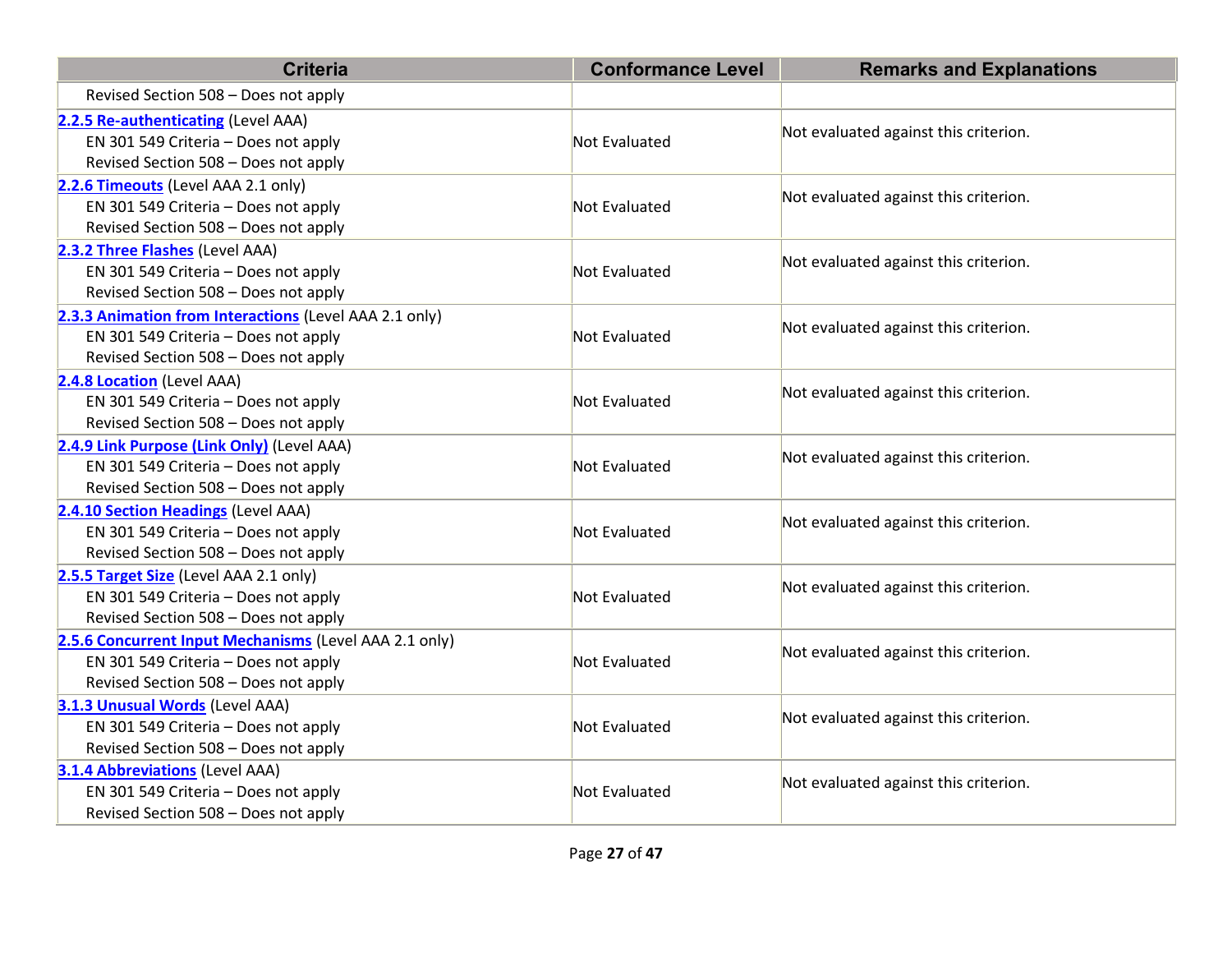| Criteria | Conformance Level | Remarks and Explanations |
| --- | --- | --- |
| Revised Section 508 – Does not apply | | |
| [2.2.5 Re-authenticating](#) (Level AAA)<br>EN 301 549 Criteria – Does not apply<br>Revised Section 508 – Does not apply | Not Evaluated | Not evaluated against this criterion. |
| [2.2.6 Timeouts](#) (Level AAA 2.1 only)<br>EN 301 549 Criteria – Does not apply<br>Revised Section 508 – Does not apply | Not Evaluated | Not evaluated against this criterion. |
| [2.3.2 Three Flashes](#) (Level AAA)<br>EN 301 549 Criteria – Does not apply<br>Revised Section 508 – Does not apply | Not Evaluated | Not evaluated against this criterion. |
| [2.3.3 Animation from Interactions](#) (Level AAA 2.1 only)<br>EN 301 549 Criteria – Does not apply<br>Revised Section 508 – Does not apply | Not Evaluated | Not evaluated against this criterion. |
| [2.4.8 Location](#) (Level AAA)<br>EN 301 549 Criteria – Does not apply<br>Revised Section 508 – Does not apply | Not Evaluated | Not evaluated against this criterion. |
| [2.4.9 Link Purpose (Link Only)](#) (Level AAA)<br>EN 301 549 Criteria – Does not apply<br>Revised Section 508 – Does not apply | Not Evaluated | Not evaluated against this criterion. |
| [2.4.10 Section Headings](#) (Level AAA)<br>EN 301 549 Criteria – Does not apply<br>Revised Section 508 – Does not apply | Not Evaluated | Not evaluated against this criterion. |
| [2.5.5 Target Size](#) (Level AAA 2.1 only)<br>EN 301 549 Criteria – Does not apply<br>Revised Section 508 – Does not apply | Not Evaluated | Not evaluated against this criterion. |
| [2.5.6 Concurrent Input Mechanisms](#) (Level AAA 2.1 only)<br>EN 301 549 Criteria – Does not apply<br>Revised Section 508 – Does not apply | Not Evaluated | Not evaluated against this criterion. |
| [3.1.3 Unusual Words](#) (Level AAA)<br>EN 301 549 Criteria – Does not apply<br>Revised Section 508 – Does not apply | Not Evaluated | Not evaluated against this criterion. |
| [3.1.4 Abbreviations](#) (Level AAA)<br>EN 301 549 Criteria – Does not apply<br>Revised Section 508 – Does not apply | Not Evaluated | Not evaluated against this criterion. |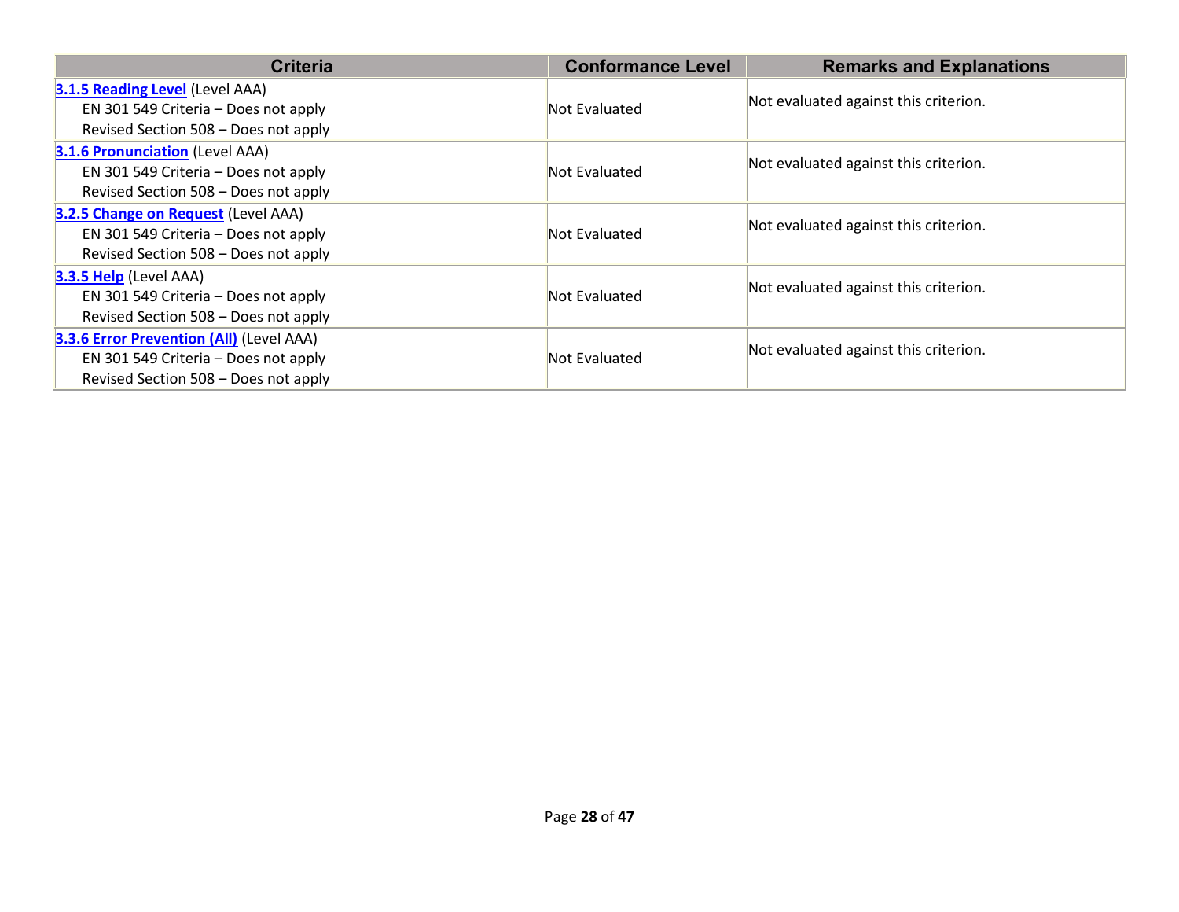| Criteria | Conformance Level | Remarks and Explanations |
|---|---|---|
| **3.1.5 Reading Level** (Level AAA)<br>EN 301 549 Criteria – Does not apply<br>Revised Section 508 – Does not apply | Not Evaluated | Not evaluated against this criterion. |
| **3.1.6 Pronunciation** (Level AAA)<br>EN 301 549 Criteria – Does not apply<br>Revised Section 508 – Does not apply | Not Evaluated | Not evaluated against this criterion. |
| **3.2.5 Change on Request** (Level AAA)<br>EN 301 549 Criteria – Does not apply<br>Revised Section 508 – Does not apply | Not Evaluated | Not evaluated against this criterion. |
| **3.3.5 Help** (Level AAA)<br>EN 301 549 Criteria – Does not apply<br>Revised Section 508 – Does not apply | Not Evaluated | Not evaluated against this criterion. |
| **3.3.6 Error Prevention (All)** (Level AAA)<br>EN 301 549 Criteria – Does not apply<br>Revised Section 508 – Does not apply | Not Evaluated | Not evaluated against this criterion. |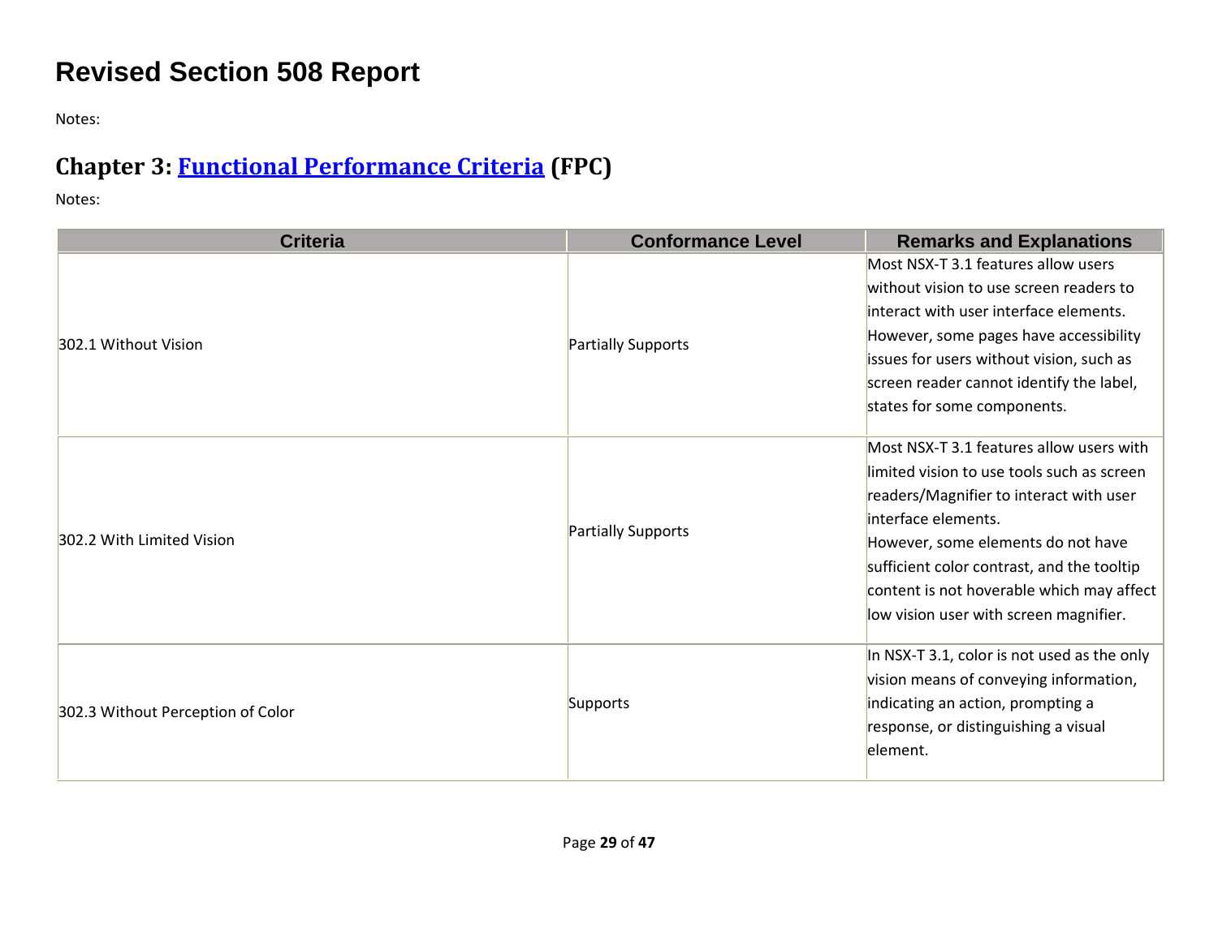# Revised Section 508 Report

Notes:

## Chapter 3: [Functional Performance Criteria](#) (FPC)

Notes:

| Criteria | Conformance Level | Remarks and Explanations |
| --- | --- | --- |
| 302.1 Without Vision | Partially Supports | Most NSX-T 3.1 features allow users without vision to use screen readers to interact with user interface elements. However, some pages have accessibility issues for users without vision, such as screen reader cannot identify the label, states for some components. |
| 302.2 With Limited Vision | Partially Supports | Most NSX-T 3.1 features allow users with limited vision to use tools such as screen readers/Magnifier to interact with user interface elements.<br>However, some elements do not have sufficient color contrast, and the tooltip content is not hoverable which may affect low vision user with screen magnifier. |
| 302.3 Without Perception of Color | Supports | In NSX-T 3.1, color is not used as the only vision means of conveying information, indicating an action, prompting a response, or distinguishing a visual element. |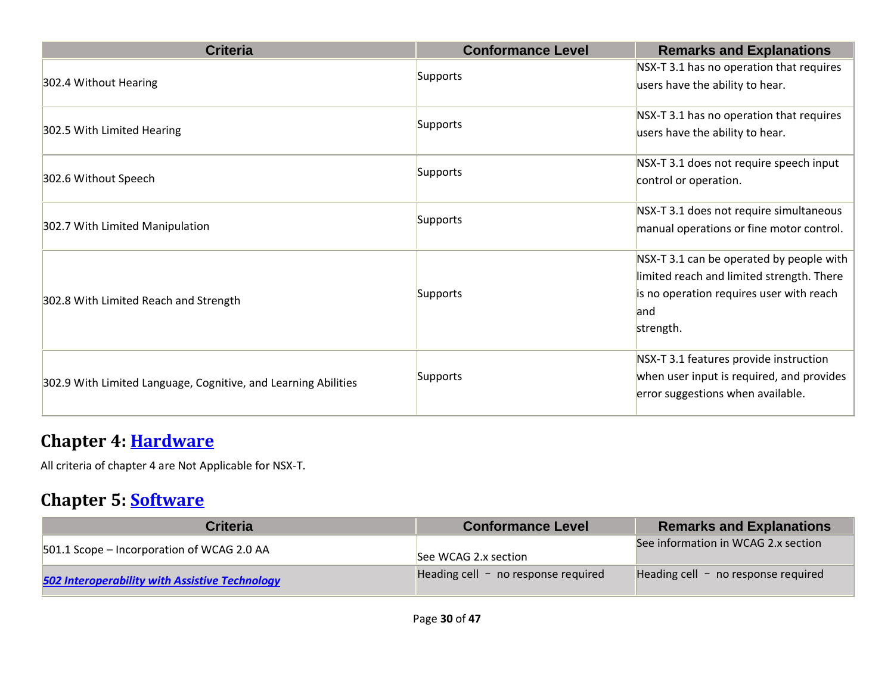| Criteria | Conformance Level | Remarks and Explanations |
|---|---|---|
| 302.4 Without Hearing | Supports | NSX-T 3.1 has no operation that requires users have the ability to hear. |
| 302.5 With Limited Hearing | Supports | NSX-T 3.1 has no operation that requires users have the ability to hear. |
| 302.6 Without Speech | Supports | NSX-T 3.1 does not require speech input control or operation. |
| 302.7 With Limited Manipulation | Supports | NSX-T 3.1 does not require simultaneous manual operations or fine motor control. |
| 302.8 With Limited Reach and Strength | Supports | NSX-T 3.1 can be operated by people with limited reach and limited strength. There is no operation requires user with reach and strength. |
| 302.9 With Limited Language, Cognitive, and Learning Abilities | Supports | NSX-T 3.1 features provide instruction when user input is required, and provides error suggestions when available. |

## Chapter 4: [Hardware]

All criteria of chapter 4 are Not Applicable for NSX-T.

## Chapter 5: [Software]

| Criteria | Conformance Level | Remarks and Explanations |
|---|---|---|
| 501.1 Scope – Incorporation of WCAG 2.0 AA | See WCAG 2.x section | See information in WCAG 2.x section |
| ***[502 Interoperability with Assistive Technology]*** | Heading cell – no response required | Heading cell – no response required |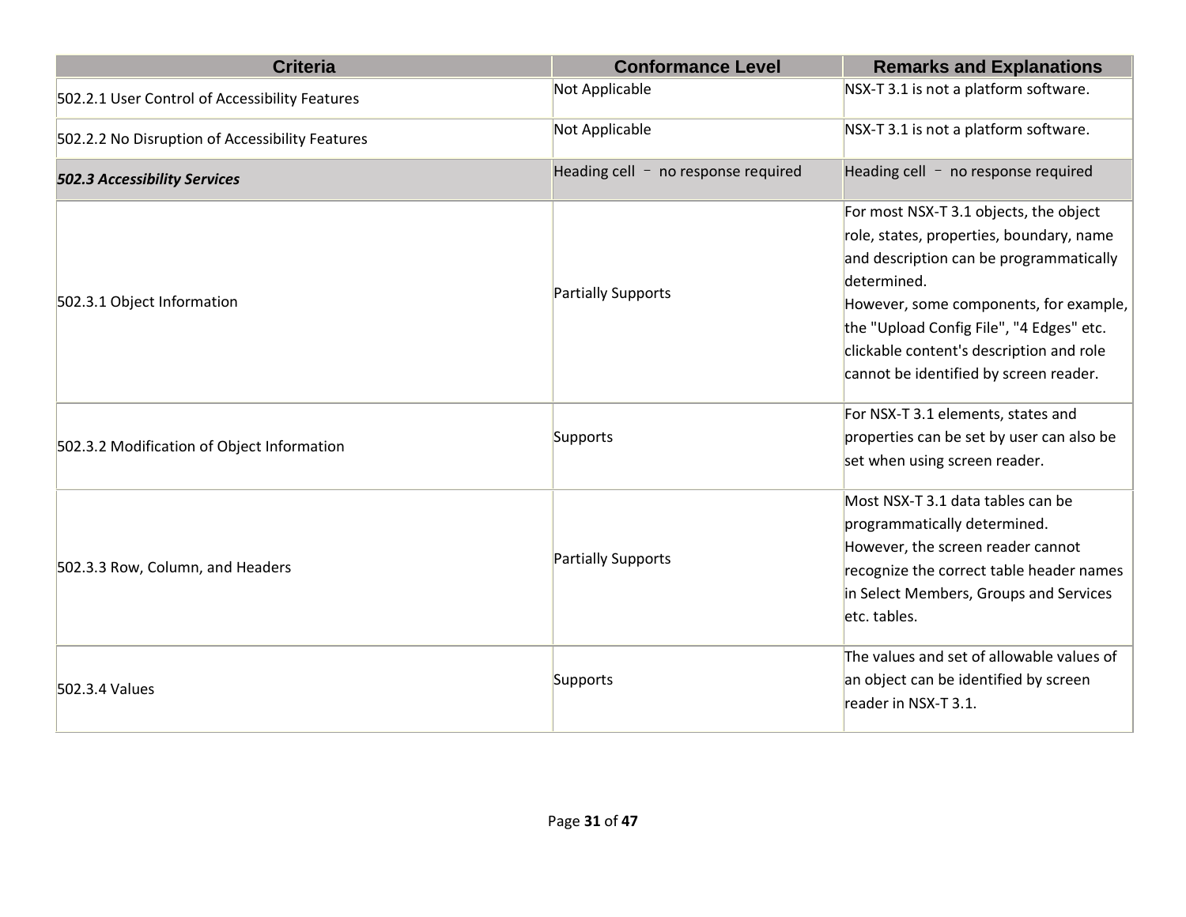| Criteria | Conformance Level | Remarks and Explanations |
| --- | --- | --- |
| 502.2.1 User Control of Accessibility Features | Not Applicable | NSX-T 3.1 is not a platform software. |
| 502.2.2 No Disruption of Accessibility Features | Not Applicable | NSX-T 3.1 is not a platform software. |
| ***502.3 Accessibility Services*** | Heading cell – no response required | Heading cell – no response required |
| 502.3.1 Object Information | Partially Supports | For most NSX-T 3.1 objects, the object role, states, properties, boundary, name and description can be programmatically determined.<br>However, some components, for example, the "Upload Config File", "4 Edges" etc. clickable content's description and role cannot be identified by screen reader. |
| 502.3.2 Modification of Object Information | Supports | For NSX-T 3.1 elements, states and properties can be set by user can also be set when using screen reader. |
| 502.3.3 Row, Column, and Headers | Partially Supports | Most NSX-T 3.1 data tables can be programmatically determined.<br>However, the screen reader cannot recognize the correct table header names in Select Members, Groups and Services etc. tables. |
| 502.3.4 Values | Supports | The values and set of allowable values of an object can be identified by screen reader in NSX-T 3.1. |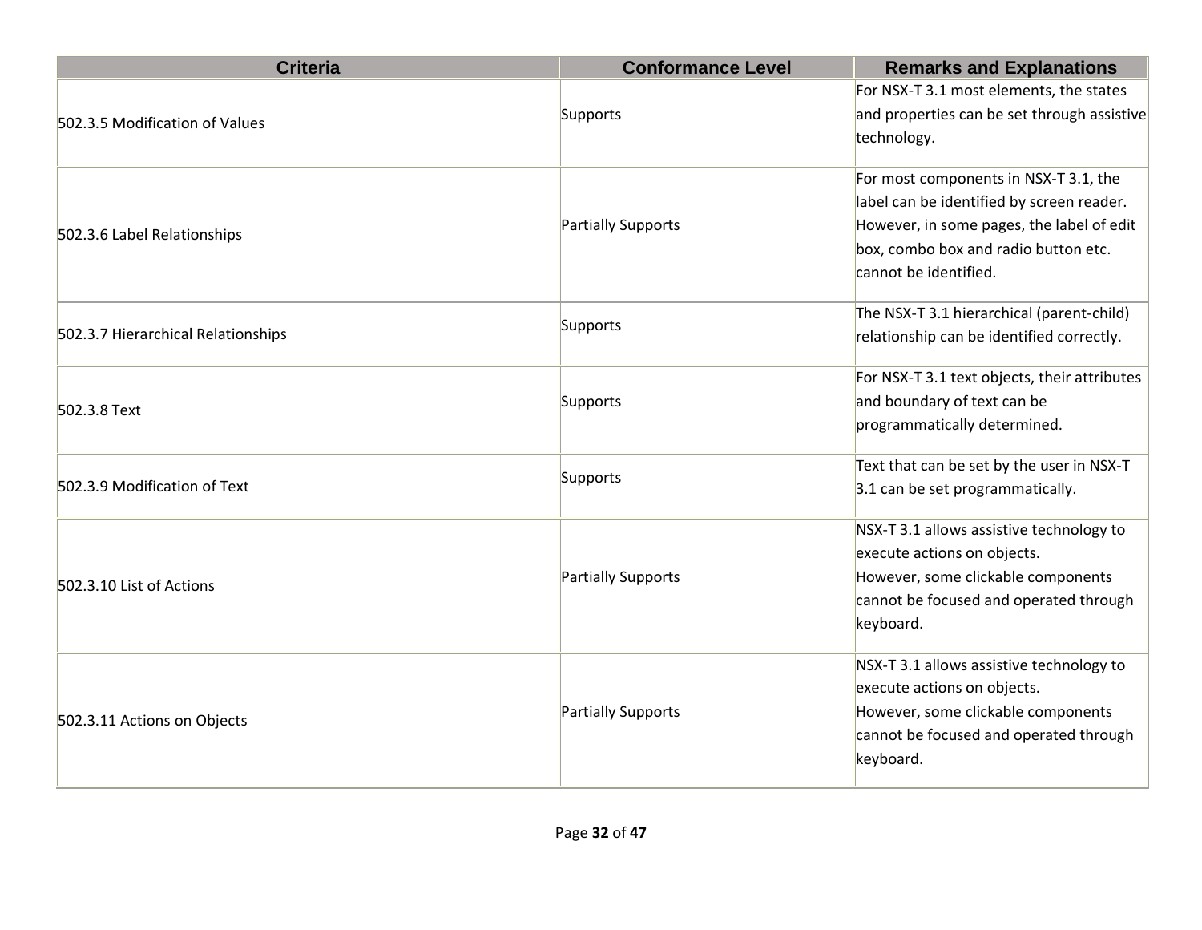| Criteria | Conformance Level | Remarks and Explanations |
| --- | --- | --- |
| 502.3.5 Modification of Values | Supports | For NSX-T 3.1 most elements, the states and properties can be set through assistive technology. |
| 502.3.6 Label Relationships | Partially Supports | For most components in NSX-T 3.1, the label can be identified by screen reader. However, in some pages, the label of edit box, combo box and radio button etc. cannot be identified. |
| 502.3.7 Hierarchical Relationships | Supports | The NSX-T 3.1 hierarchical (parent-child) relationship can be identified correctly. |
| 502.3.8 Text | Supports | For NSX-T 3.1 text objects, their attributes and boundary of text can be programmatically determined. |
| 502.3.9 Modification of Text | Supports | Text that can be set by the user in NSX-T 3.1 can be set programmatically. |
| 502.3.10 List of Actions | Partially Supports | NSX-T 3.1 allows assistive technology to execute actions on objects.<br>However, some clickable components cannot be focused and operated through keyboard. |
| 502.3.11 Actions on Objects | Partially Supports | NSX-T 3.1 allows assistive technology to execute actions on objects.<br>However, some clickable components cannot be focused and operated through keyboard. |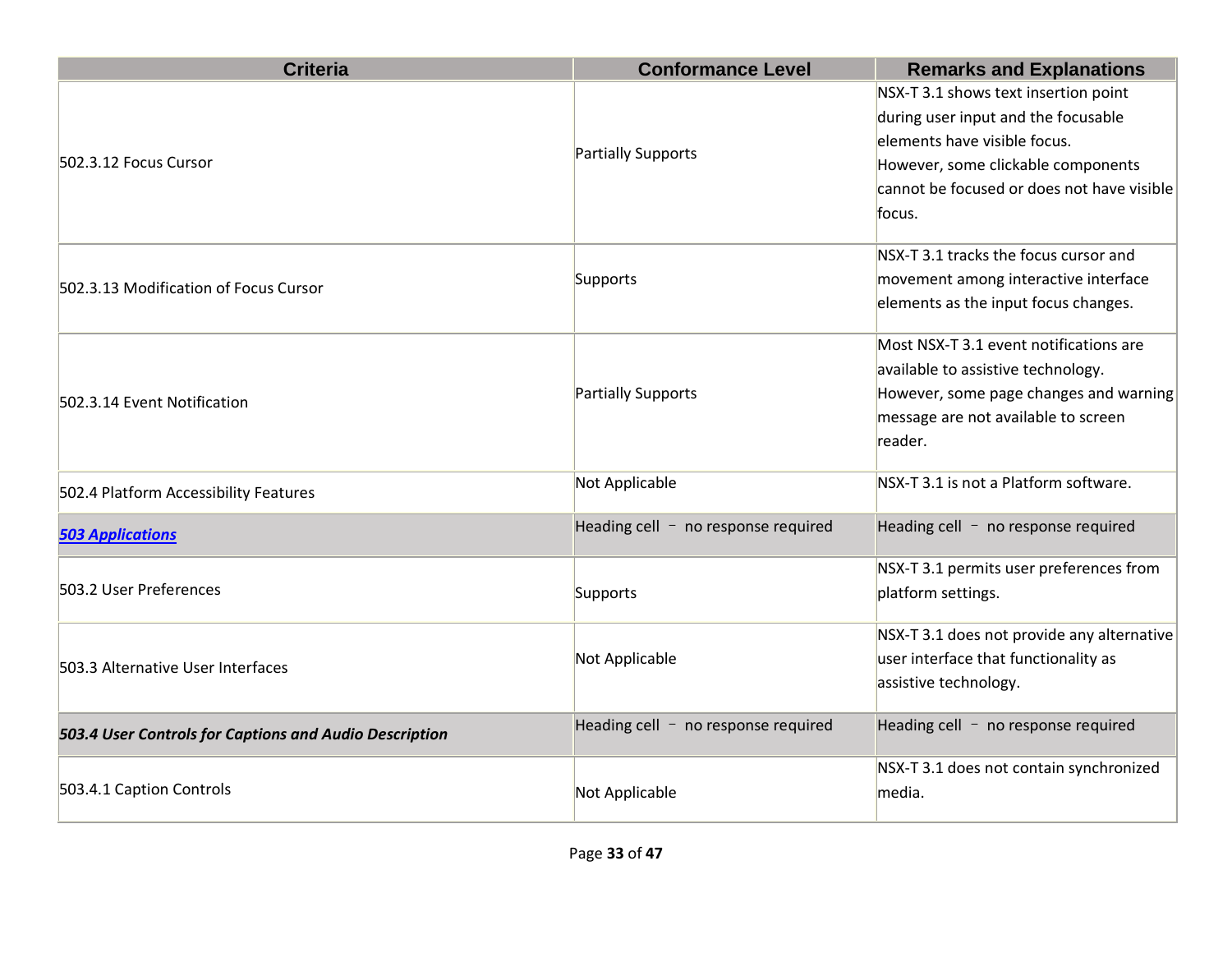| Criteria | Conformance Level | Remarks and Explanations |
| --- | --- | --- |
| 502.3.12 Focus Cursor | Partially Supports | NSX-T 3.1 shows text insertion point during user input and the focusable elements have visible focus.<br>However, some clickable components cannot be focused or does not have visible focus. |
| 502.3.13 Modification of Focus Cursor | Supports | NSX-T 3.1 tracks the focus cursor and movement among interactive interface elements as the input focus changes. |
| 502.3.14 Event Notification | Partially Supports | Most NSX-T 3.1 event notifications are available to assistive technology.<br>However, some page changes and warning message are not available to screen reader. |
| 502.4 Platform Accessibility Features | Not Applicable | NSX-T 3.1 is not a Platform software. |
| ***503 Applications*** | Heading cell – no response required | Heading cell – no response required |
| 503.2 User Preferences | Supports | NSX-T 3.1 permits user preferences from platform settings. |
| 503.3 Alternative User Interfaces | Not Applicable | NSX-T 3.1 does not provide any alternative user interface that functionality as assistive technology. |
| ***503.4 User Controls for Captions and Audio Description*** | Heading cell – no response required | Heading cell – no response required |
| 503.4.1 Caption Controls | Not Applicable | NSX-T 3.1 does not contain synchronized media. |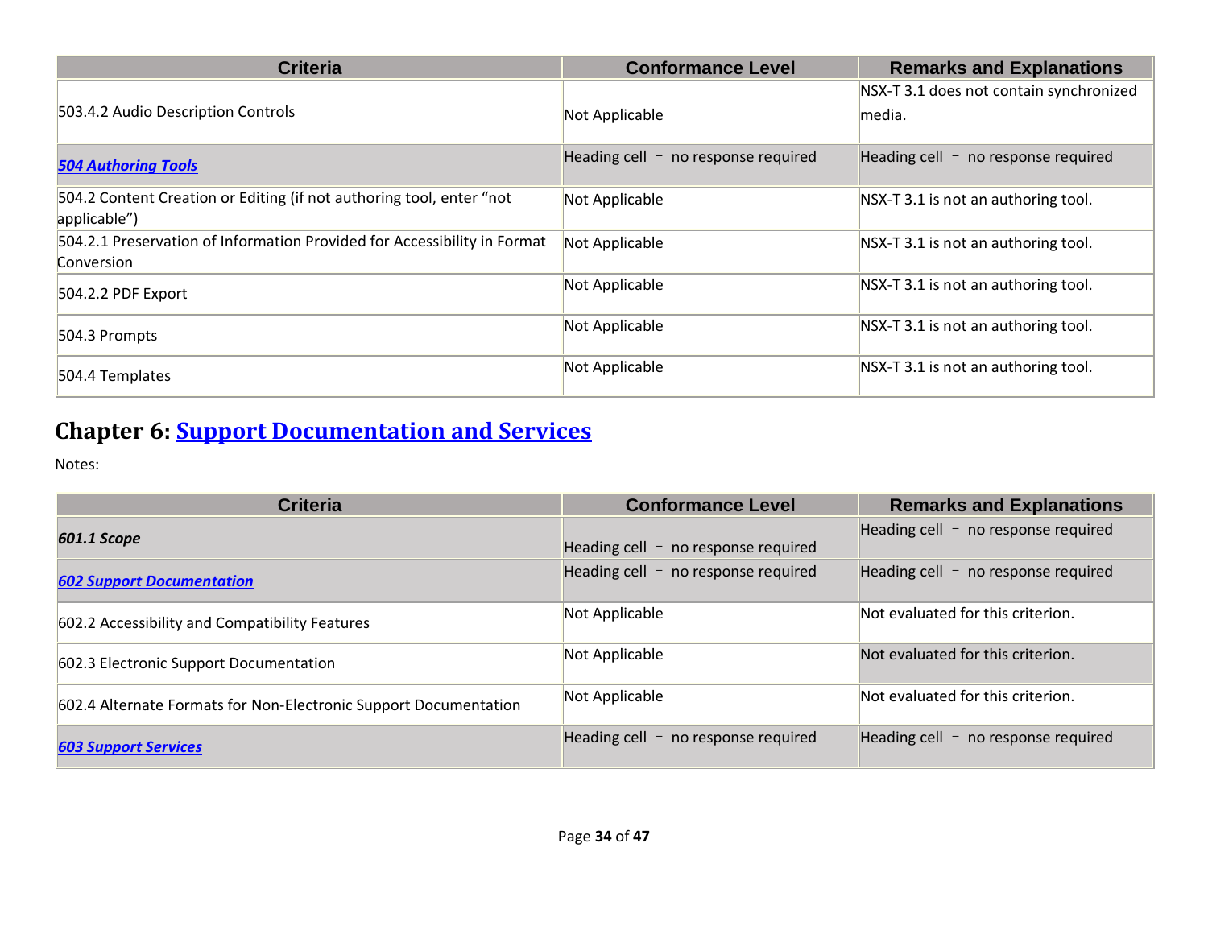| Criteria | Conformance Level | Remarks and Explanations |
|---|---|---|
| 503.4.2 Audio Description Controls | Not Applicable | NSX-T 3.1 does not contain synchronized media. |
| ***504 Authoring Tools*** | Heading cell – no response required | Heading cell – no response required |
| 504.2 Content Creation or Editing (if not authoring tool, enter "not applicable") | Not Applicable | NSX-T 3.1 is not an authoring tool. |
| 504.2.1 Preservation of Information Provided for Accessibility in Format Conversion | Not Applicable | NSX-T 3.1 is not an authoring tool. |
| 504.2.2 PDF Export | Not Applicable | NSX-T 3.1 is not an authoring tool. |
| 504.3 Prompts | Not Applicable | NSX-T 3.1 is not an authoring tool. |
| 504.4 Templates | Not Applicable | NSX-T 3.1 is not an authoring tool. |

## Chapter 6: Support Documentation and Services

Notes:

| Criteria | Conformance Level | Remarks and Explanations |
|---|---|---|
| ***601.1 Scope*** | Heading cell – no response required | Heading cell – no response required |
| ***602 Support Documentation*** | Heading cell – no response required | Heading cell – no response required |
| 602.2 Accessibility and Compatibility Features | Not Applicable | Not evaluated for this criterion. |
| 602.3 Electronic Support Documentation | Not Applicable | Not evaluated for this criterion. |
| 602.4 Alternate Formats for Non-Electronic Support Documentation | Not Applicable | Not evaluated for this criterion. |
| ***603 Support Services*** | Heading cell – no response required | Heading cell – no response required |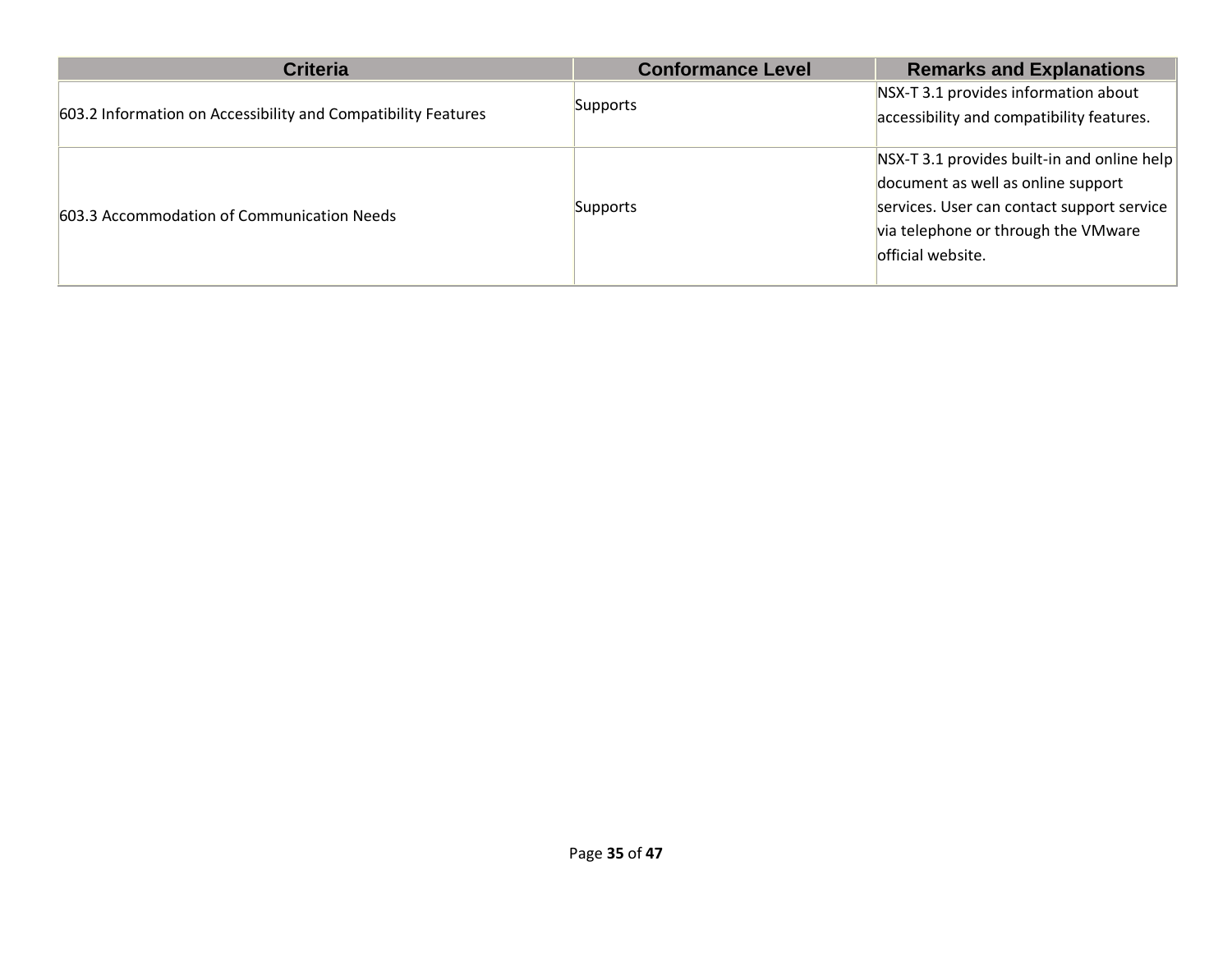| Criteria | Conformance Level | Remarks and Explanations |
| --- | --- | --- |
| 603.2 Information on Accessibility and Compatibility Features | Supports | NSX-T 3.1 provides information about accessibility and compatibility features. |
| 603.3 Accommodation of Communication Needs | Supports | NSX-T 3.1 provides built-in and online help document as well as online support services. User can contact support service via telephone or through the VMware official website. |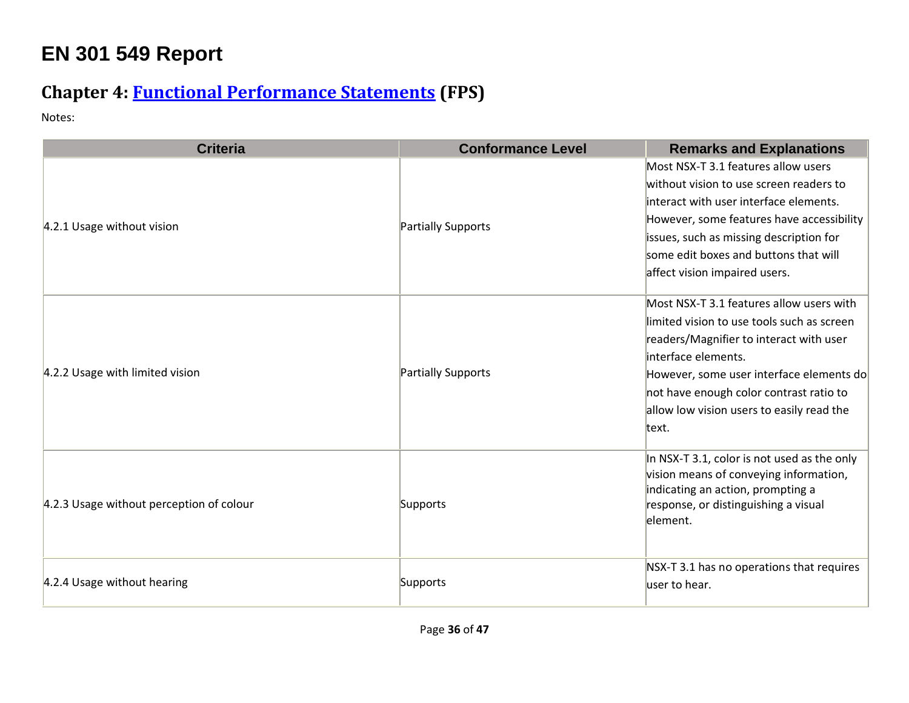# EN 301 549 Report

## Chapter 4: [Functional Performance Statements](https://www.etsi.org/deliver/etsi_en/301500_301599/301549/03.01.01_60/en_301549v030101p.pdf#page=22) (FPS)

Notes:

| Criteria | Conformance Level | Remarks and Explanations |
| --- | --- | --- |
| 4.2.1 Usage without vision | Partially Supports | Most NSX-T 3.1 features allow users without vision to use screen readers to interact with user interface elements. However, some features have accessibility issues, such as missing description for some edit boxes and buttons that will affect vision impaired users. |
| 4.2.2 Usage with limited vision | Partially Supports | Most NSX-T 3.1 features allow users with limited vision to use tools such as screen readers/Magnifier to interact with user interface elements. However, some user interface elements do not have enough color contrast ratio to allow low vision users to easily read the text. |
| 4.2.3 Usage without perception of colour | Supports | In NSX-T 3.1, color is not used as the only vision means of conveying information, indicating an action, prompting a response, or distinguishing a visual element. |
| 4.2.4 Usage without hearing | Supports | NSX-T 3.1 has no operations that requires user to hear. |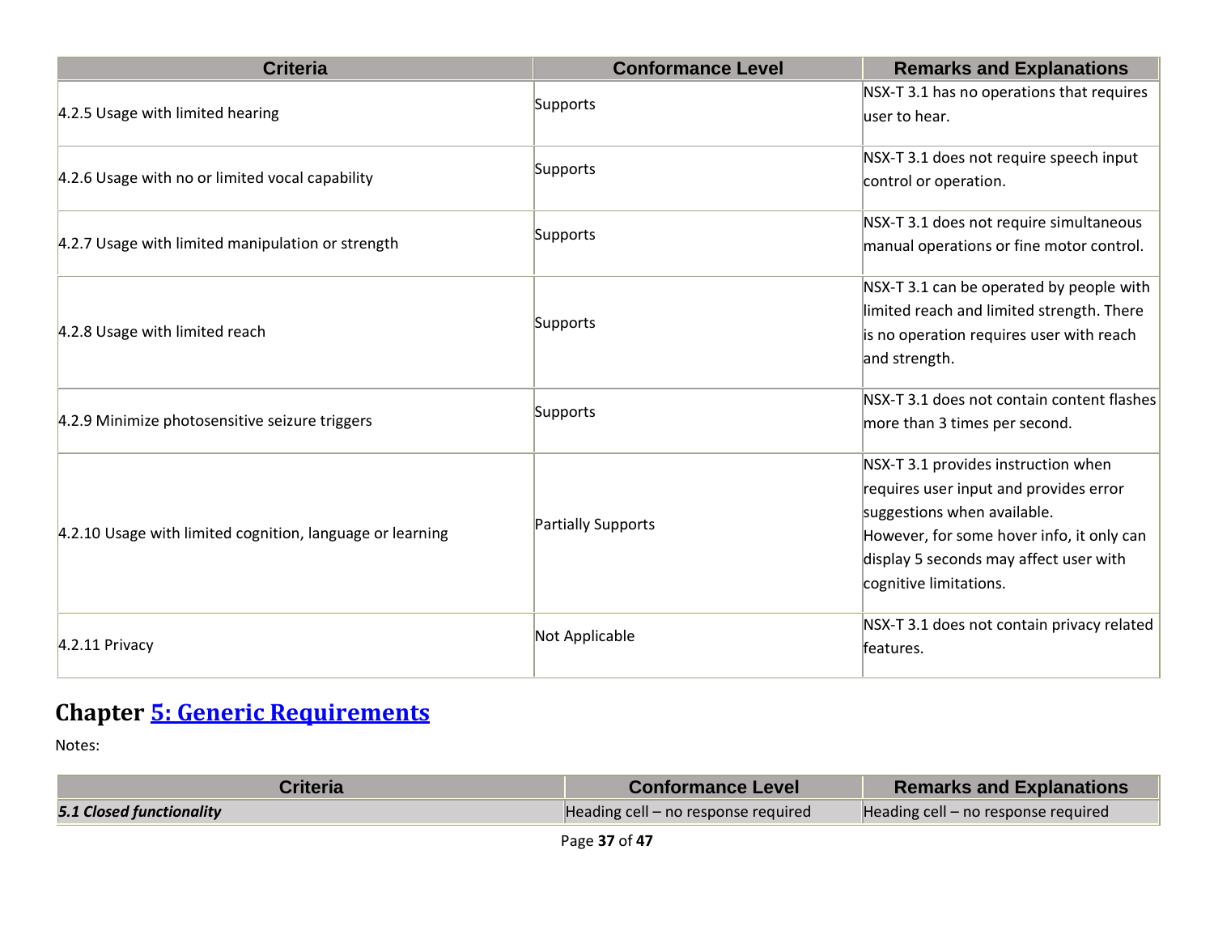| Criteria | Conformance Level | Remarks and Explanations |
|---|---|---|
| 4.2.5 Usage with limited hearing | Supports | NSX-T 3.1 has no operations that requires user to hear. |
| 4.2.6 Usage with no or limited vocal capability | Supports | NSX-T 3.1 does not require speech input control or operation. |
| 4.2.7 Usage with limited manipulation or strength | Supports | NSX-T 3.1 does not require simultaneous manual operations or fine motor control. |
| 4.2.8 Usage with limited reach | Supports | NSX-T 3.1 can be operated by people with limited reach and limited strength. There is no operation requires user with reach and strength. |
| 4.2.9 Minimize photosensitive seizure triggers | Supports | NSX-T 3.1 does not contain content flashes more than 3 times per second. |
| 4.2.10 Usage with limited cognition, language or learning | Partially Supports | NSX-T 3.1 provides instruction when requires user input and provides error suggestions when available.<br>However, for some hover info, it only can display 5 seconds may affect user with cognitive limitations. |
| 4.2.11 Privacy | Not Applicable | NSX-T 3.1 does not contain privacy related features. |

## Chapter 5: Generic Requirements

Notes:

| Criteria | Conformance Level | Remarks and Explanations |
|---|---|---|
| ***5.1 Closed functionality*** | Heading cell – no response required | Heading cell – no response required |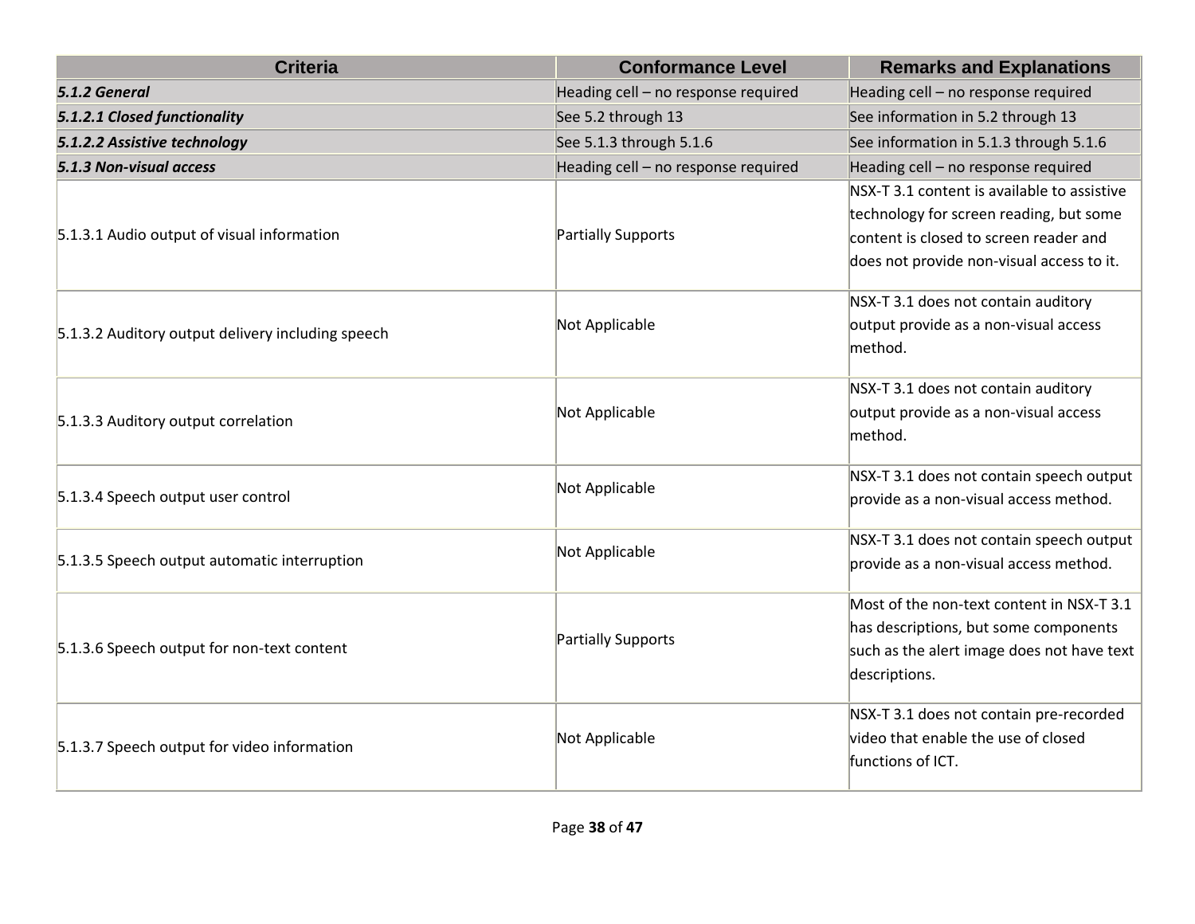| Criteria | Conformance Level | Remarks and Explanations |
|---|---|---|
| ***5.1.2 General*** | Heading cell – no response required | Heading cell – no response required |
| ***5.1.2.1 Closed functionality*** | See 5.2 through 13 | See information in 5.2 through 13 |
| ***5.1.2.2 Assistive technology*** | See 5.1.3 through 5.1.6 | See information in 5.1.3 through 5.1.6 |
| ***5.1.3 Non-visual access*** | Heading cell – no response required | Heading cell – no response required |
| 5.1.3.1 Audio output of visual information | Partially Supports | NSX-T 3.1 content is available to assistive technology for screen reading, but some content is closed to screen reader and does not provide non-visual access to it. |
| 5.1.3.2 Auditory output delivery including speech | Not Applicable | NSX-T 3.1 does not contain auditory output provide as a non-visual access method. |
| 5.1.3.3 Auditory output correlation | Not Applicable | NSX-T 3.1 does not contain auditory output provide as a non-visual access method. |
| 5.1.3.4 Speech output user control | Not Applicable | NSX-T 3.1 does not contain speech output provide as a non-visual access method. |
| 5.1.3.5 Speech output automatic interruption | Not Applicable | NSX-T 3.1 does not contain speech output provide as a non-visual access method. |
| 5.1.3.6 Speech output for non-text content | Partially Supports | Most of the non-text content in NSX-T 3.1 has descriptions, but some components such as the alert image does not have text descriptions. |
| 5.1.3.7 Speech output for video information | Not Applicable | NSX-T 3.1 does not contain pre-recorded video that enable the use of closed functions of ICT. |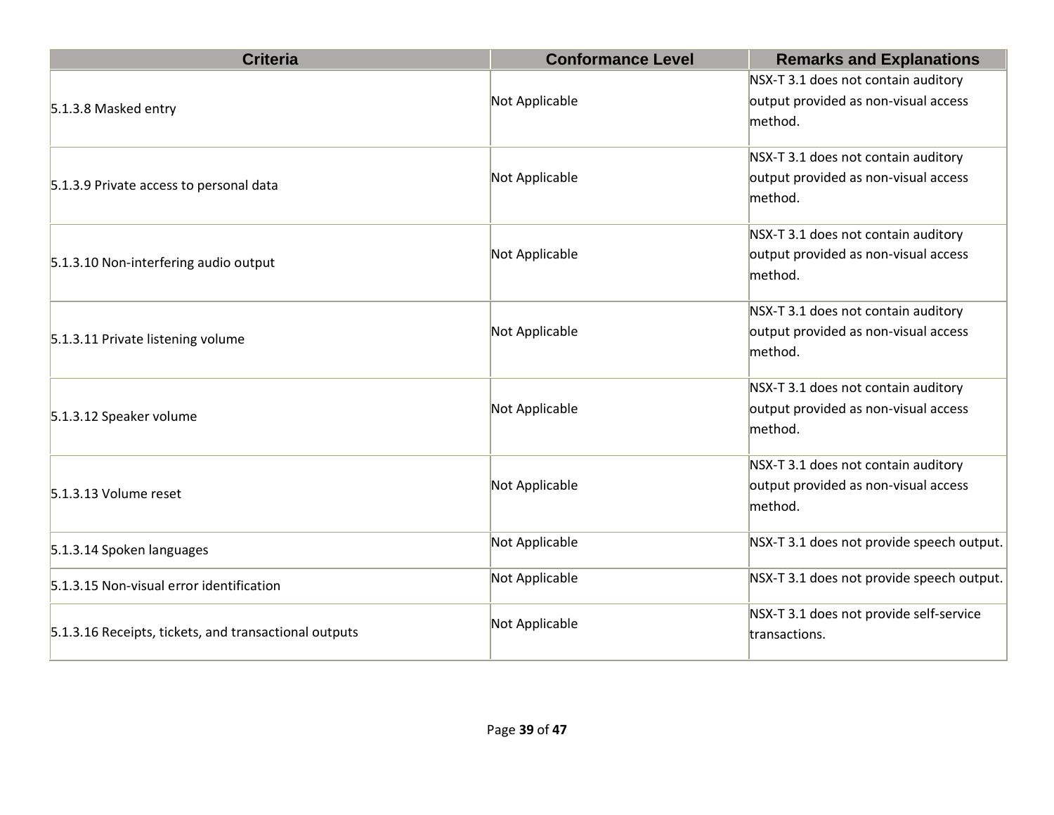| Criteria | Conformance Level | Remarks and Explanations |
| --- | --- | --- |
| 5.1.3.8 Masked entry | Not Applicable | NSX-T 3.1 does not contain auditory output provided as non-visual access method. |
| 5.1.3.9 Private access to personal data | Not Applicable | NSX-T 3.1 does not contain auditory output provided as non-visual access method. |
| 5.1.3.10 Non-interfering audio output | Not Applicable | NSX-T 3.1 does not contain auditory output provided as non-visual access method. |
| 5.1.3.11 Private listening volume | Not Applicable | NSX-T 3.1 does not contain auditory output provided as non-visual access method. |
| 5.1.3.12 Speaker volume | Not Applicable | NSX-T 3.1 does not contain auditory output provided as non-visual access method. |
| 5.1.3.13 Volume reset | Not Applicable | NSX-T 3.1 does not contain auditory output provided as non-visual access method. |
| 5.1.3.14 Spoken languages | Not Applicable | NSX-T 3.1 does not provide speech output. |
| 5.1.3.15 Non-visual error identification | Not Applicable | NSX-T 3.1 does not provide speech output. |
| 5.1.3.16 Receipts, tickets, and transactional outputs | Not Applicable | NSX-T 3.1 does not provide self-service transactions. |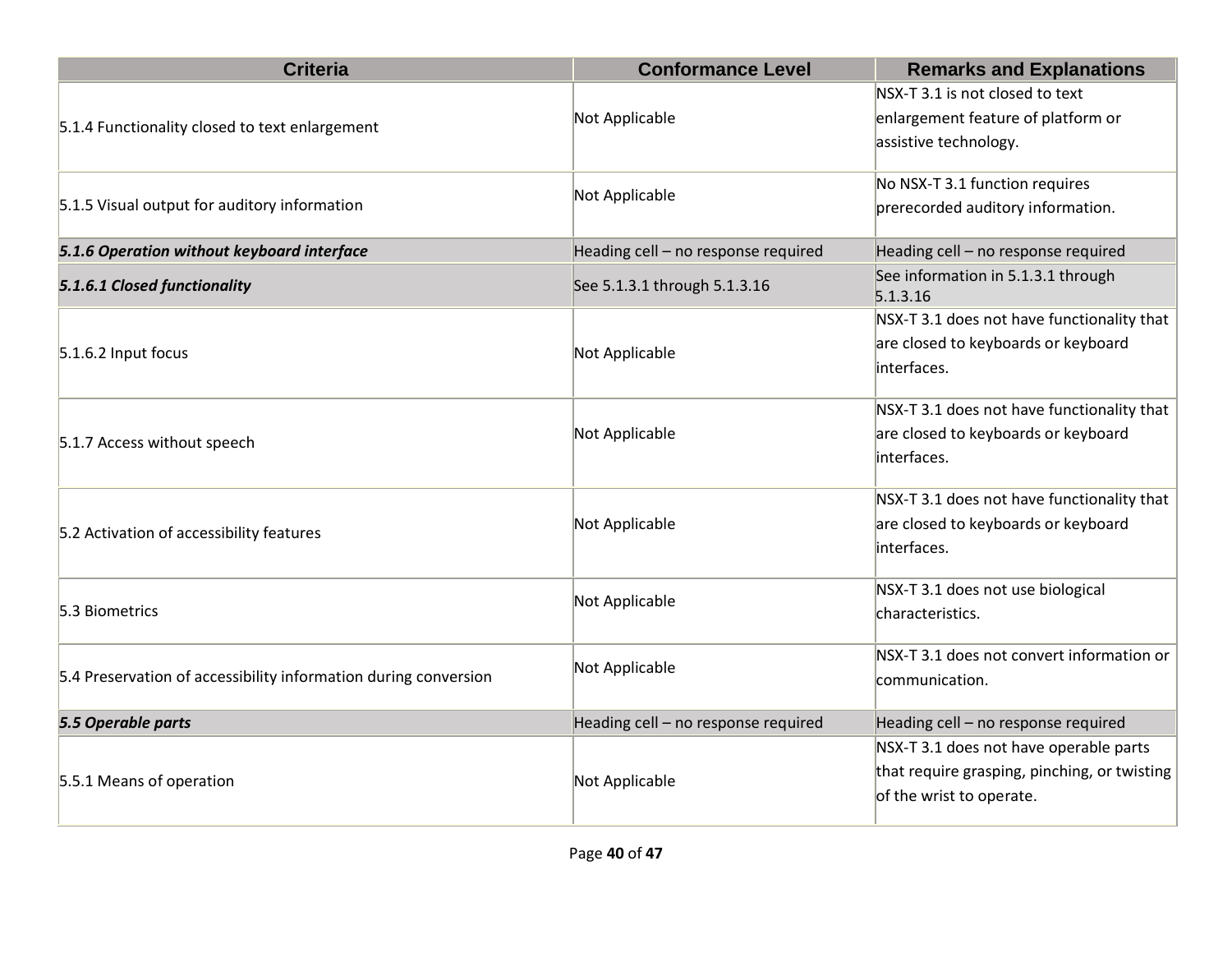| Criteria | Conformance Level | Remarks and Explanations |
|---|---|---|
| 5.1.4 Functionality closed to text enlargement | Not Applicable | NSX-T 3.1 is not closed to text enlargement feature of platform or assistive technology. |
| 5.1.5 Visual output for auditory information | Not Applicable | No NSX-T 3.1 function requires prerecorded auditory information. |
| ***5.1.6 Operation without keyboard interface*** | Heading cell – no response required | Heading cell – no response required |
| ***5.1.6.1 Closed functionality*** | See 5.1.3.1 through 5.1.3.16 | See information in 5.1.3.1 through 5.1.3.16 |
| 5.1.6.2 Input focus | Not Applicable | NSX-T 3.1 does not have functionality that are closed to keyboards or keyboard interfaces. |
| 5.1.7 Access without speech | Not Applicable | NSX-T 3.1 does not have functionality that are closed to keyboards or keyboard interfaces. |
| 5.2 Activation of accessibility features | Not Applicable | NSX-T 3.1 does not have functionality that are closed to keyboards or keyboard interfaces. |
| 5.3 Biometrics | Not Applicable | NSX-T 3.1 does not use biological characteristics. |
| 5.4 Preservation of accessibility information during conversion | Not Applicable | NSX-T 3.1 does not convert information or communication. |
| ***5.5 Operable parts*** | Heading cell – no response required | Heading cell – no response required |
| 5.5.1 Means of operation | Not Applicable | NSX-T 3.1 does not have operable parts that require grasping, pinching, or twisting of the wrist to operate. |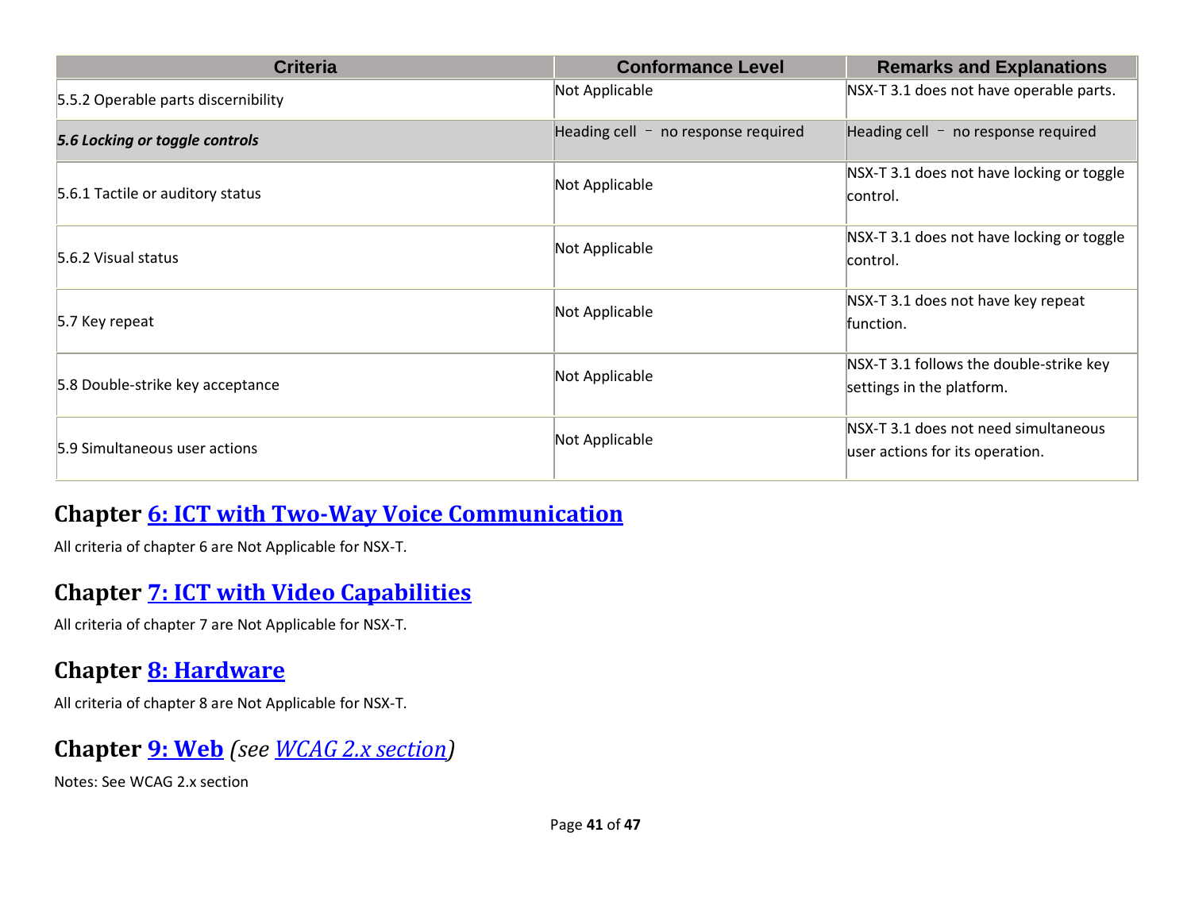| Criteria | Conformance Level | Remarks and Explanations |
| --- | --- | --- |
| 5.5.2 Operable parts discernibility | Not Applicable | NSX-T 3.1 does not have operable parts. |
| ***5.6 Locking or toggle controls*** | Heading cell – no response required | Heading cell – no response required |
| 5.6.1 Tactile or auditory status | Not Applicable | NSX-T 3.1 does not have locking or toggle control. |
| 5.6.2 Visual status | Not Applicable | NSX-T 3.1 does not have locking or toggle control. |
| 5.7 Key repeat | Not Applicable | NSX-T 3.1 does not have key repeat function. |
| 5.8 Double-strike key acceptance | Not Applicable | NSX-T 3.1 follows the double-strike key settings in the platform. |
| 5.9 Simultaneous user actions | Not Applicable | NSX-T 3.1 does not need simultaneous user actions for its operation. |

## Chapter [6: ICT with Two-Way Voice Communication]

All criteria of chapter 6 are Not Applicable for NSX-T.

## Chapter [7: ICT with Video Capabilities]

All criteria of chapter 7 are Not Applicable for NSX-T.

## Chapter [8: Hardware]

All criteria of chapter 8 are Not Applicable for NSX-T.

## Chapter [9: Web] *(see [WCAG 2.x section])*

Notes: See WCAG 2.x section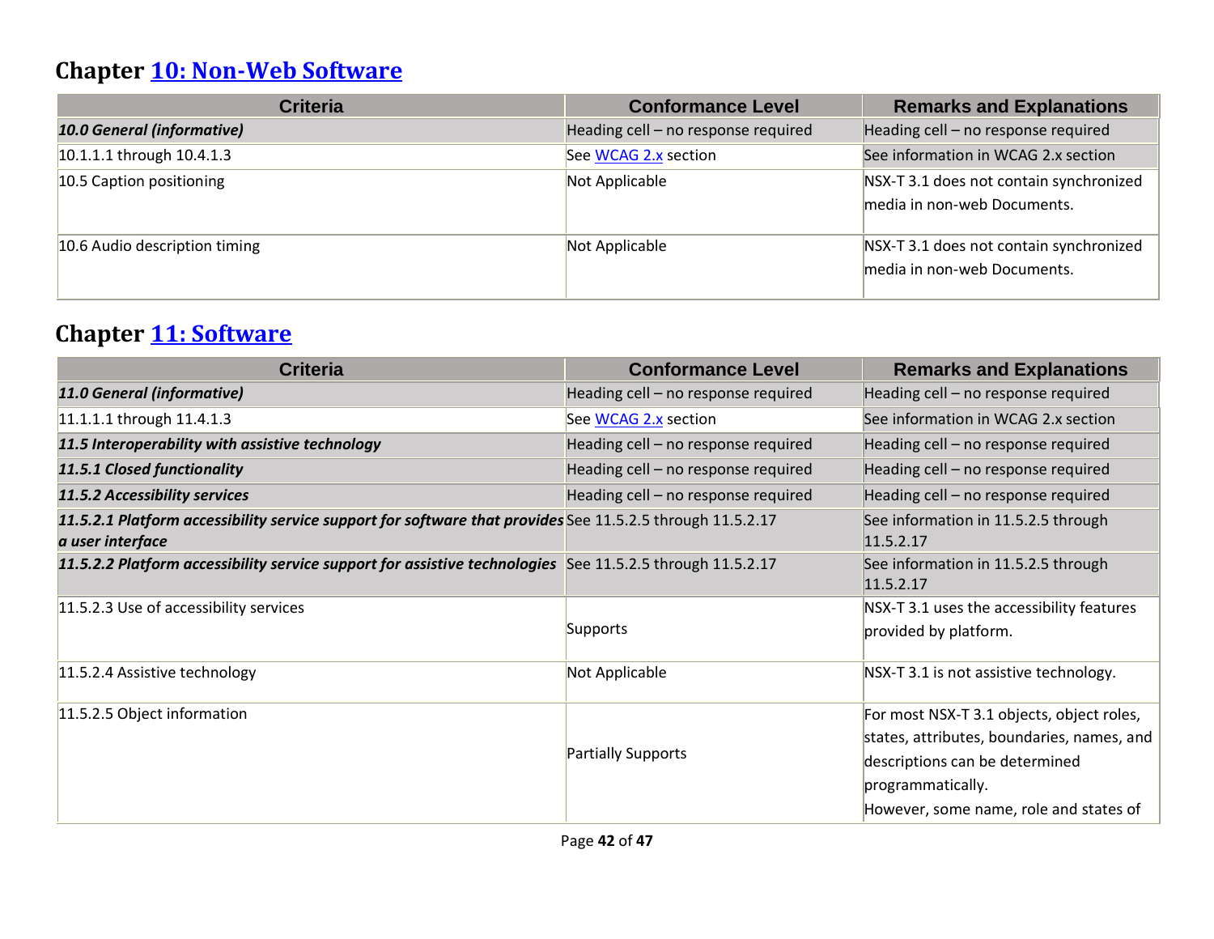## Chapter [10: Non-Web Software]

| Criteria | Conformance Level | Remarks and Explanations |
| --- | --- | --- |
| ***10.0 General (informative)*** | Heading cell – no response required | Heading cell – no response required |
| 10.1.1.1 through 10.4.1.3 | See [WCAG 2.x] section | See information in WCAG 2.x section |
| 10.5 Caption positioning | Not Applicable | NSX-T 3.1 does not contain synchronized media in non-web Documents. |
| 10.6 Audio description timing | Not Applicable | NSX-T 3.1 does not contain synchronized media in non-web Documents. |

## Chapter [11: Software]

| Criteria | Conformance Level | Remarks and Explanations |
| --- | --- | --- |
| ***11.0 General (informative)*** | Heading cell – no response required | Heading cell – no response required |
| 11.1.1.1 through 11.4.1.3 | See [WCAG 2.x] section | See information in WCAG 2.x section |
| ***11.5 Interoperability with assistive technology*** | Heading cell – no response required | Heading cell – no response required |
| ***11.5.1 Closed functionality*** | Heading cell – no response required | Heading cell – no response required |
| ***11.5.2 Accessibility services*** | Heading cell – no response required | Heading cell – no response required |
| ***11.5.2.1 Platform accessibility service support for software that provides a user interface*** | See 11.5.2.5 through 11.5.2.17 | See information in 11.5.2.5 through 11.5.2.17 |
| ***11.5.2.2 Platform accessibility service support for assistive technologies*** | See 11.5.2.5 through 11.5.2.17 | See information in 11.5.2.5 through 11.5.2.17 |
| 11.5.2.3 Use of accessibility services | Supports | NSX-T 3.1 uses the accessibility features provided by platform. |
| 11.5.2.4 Assistive technology | Not Applicable | NSX-T 3.1 is not assistive technology. |
| 11.5.2.5 Object information | Partially Supports | For most NSX-T 3.1 objects, object roles, states, attributes, boundaries, names, and descriptions can be determined programmatically.<br>However, some name, role and states of |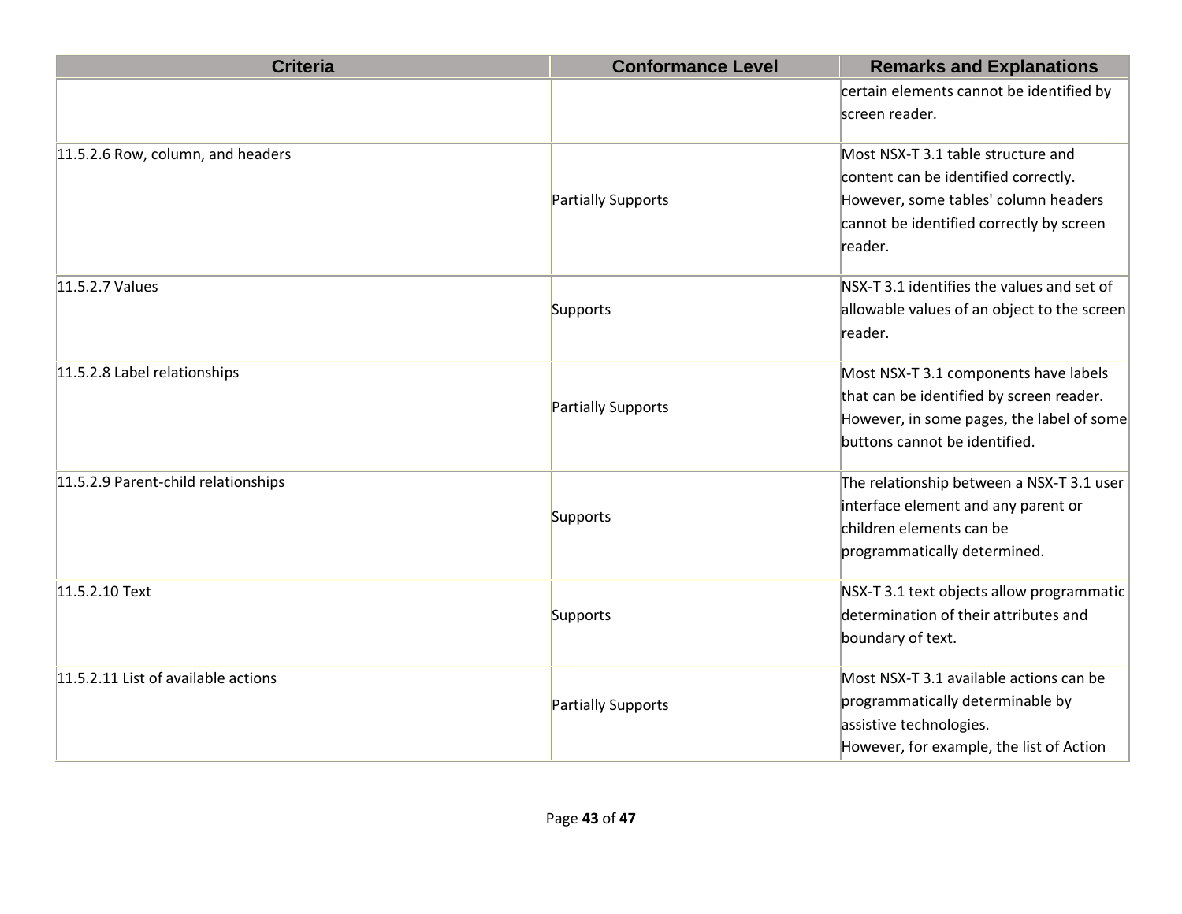| Criteria | Conformance Level | Remarks and Explanations |
| --- | --- | --- |
| | | certain elements cannot be identified by screen reader. |
| 11.5.2.6 Row, column, and headers | Partially Supports | Most NSX-T 3.1 table structure and content can be identified correctly. However, some tables' column headers cannot be identified correctly by screen reader. |
| 11.5.2.7 Values | Supports | NSX-T 3.1 identifies the values and set of allowable values of an object to the screen reader. |
| 11.5.2.8 Label relationships | Partially Supports | Most NSX-T 3.1 components have labels that can be identified by screen reader. However, in some pages, the label of some buttons cannot be identified. |
| 11.5.2.9 Parent-child relationships | Supports | The relationship between a NSX-T 3.1 user interface element and any parent or children elements can be programmatically determined. |
| 11.5.2.10 Text | Supports | NSX-T 3.1 text objects allow programmatic determination of their attributes and boundary of text. |
| 11.5.2.11 List of available actions | Partially Supports | Most NSX-T 3.1 available actions can be programmatically determinable by assistive technologies.<br>However, for example, the list of Action |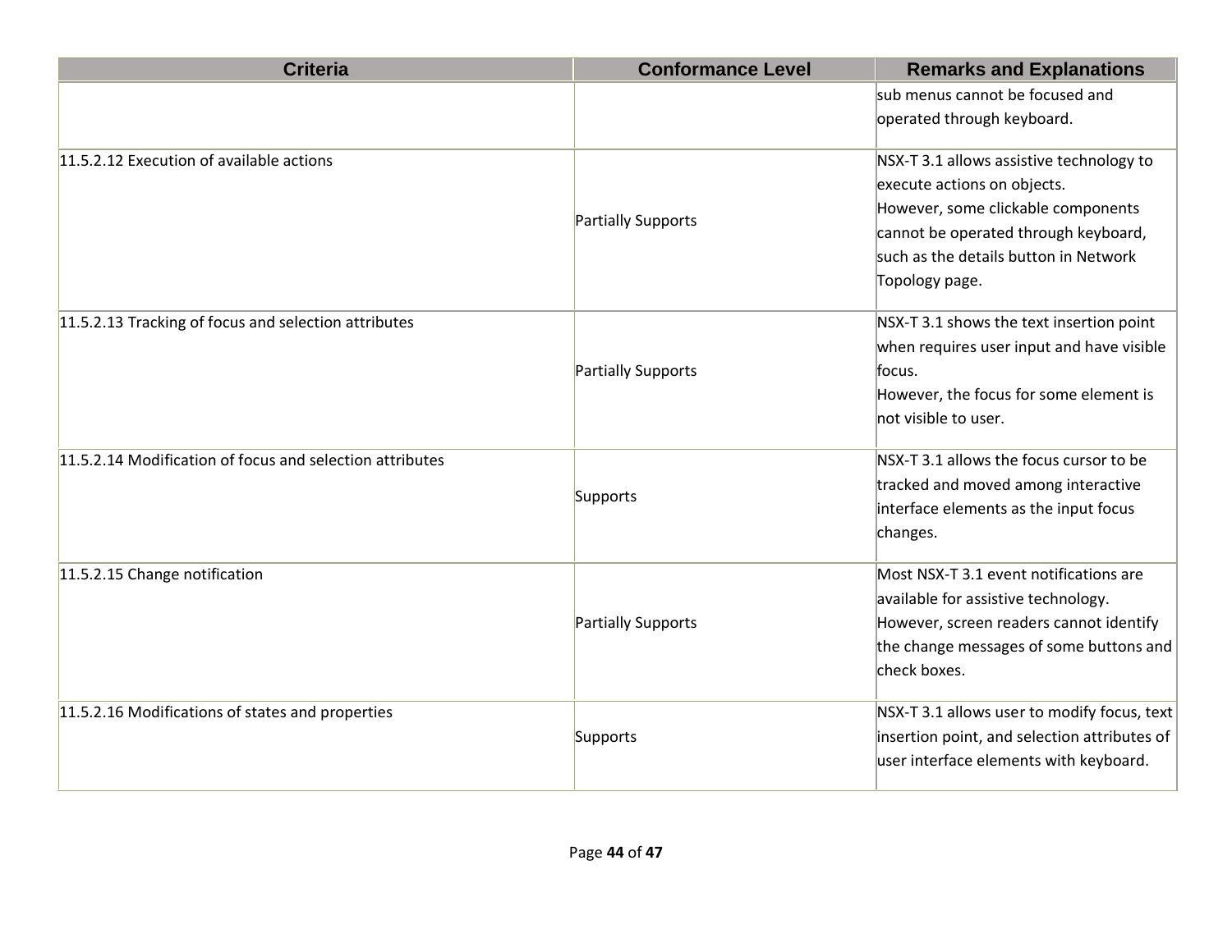| Criteria | Conformance Level | Remarks and Explanations |
| --- | --- | --- |
| | | sub menus cannot be focused and operated through keyboard. |
| 11.5.2.12 Execution of available actions | Partially Supports | NSX-T 3.1 allows assistive technology to execute actions on objects.<br>However, some clickable components cannot be operated through keyboard, such as the details button in Network Topology page. |
| 11.5.2.13 Tracking of focus and selection attributes | Partially Supports | NSX-T 3.1 shows the text insertion point when requires user input and have visible focus.<br>However, the focus for some element is not visible to user. |
| 11.5.2.14 Modification of focus and selection attributes | Supports | NSX-T 3.1 allows the focus cursor to be tracked and moved among interactive interface elements as the input focus changes. |
| 11.5.2.15 Change notification | Partially Supports | Most NSX-T 3.1 event notifications are available for assistive technology.<br>However, screen readers cannot identify the change messages of some buttons and check boxes. |
| 11.5.2.16 Modifications of states and properties | Supports | NSX-T 3.1 allows user to modify focus, text insertion point, and selection attributes of user interface elements with keyboard. |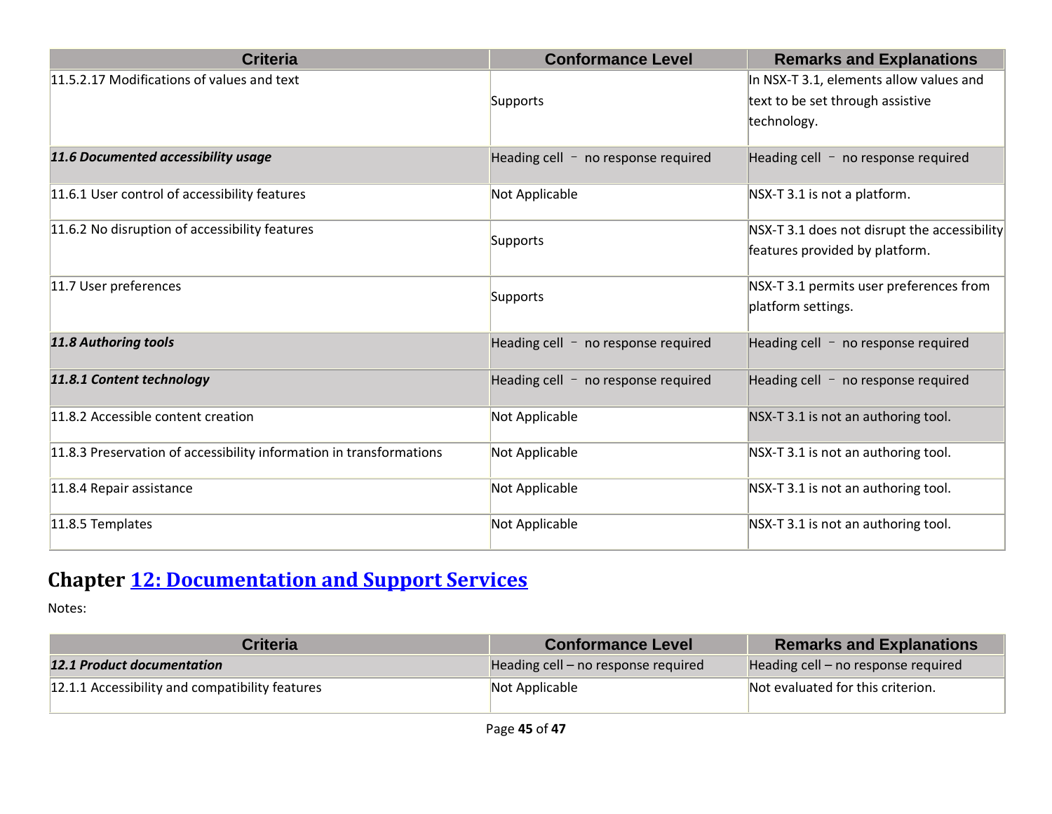| Criteria | Conformance Level | Remarks and Explanations |
|---|---|---|
| 11.5.2.17 Modifications of values and text | Supports | In NSX-T 3.1, elements allow values and text to be set through assistive technology. |
| ***11.6 Documented accessibility usage*** | Heading cell – no response required | Heading cell – no response required |
| 11.6.1 User control of accessibility features | Not Applicable | NSX-T 3.1 is not a platform. |
| 11.6.2 No disruption of accessibility features | Supports | NSX-T 3.1 does not disrupt the accessibility features provided by platform. |
| 11.7 User preferences | Supports | NSX-T 3.1 permits user preferences from platform settings. |
| ***11.8 Authoring tools*** | Heading cell – no response required | Heading cell – no response required |
| ***11.8.1 Content technology*** | Heading cell – no response required | Heading cell – no response required |
| 11.8.2 Accessible content creation | Not Applicable | NSX-T 3.1 is not an authoring tool. |
| 11.8.3 Preservation of accessibility information in transformations | Not Applicable | NSX-T 3.1 is not an authoring tool. |
| 11.8.4 Repair assistance | Not Applicable | NSX-T 3.1 is not an authoring tool. |
| 11.8.5 Templates | Not Applicable | NSX-T 3.1 is not an authoring tool. |

## Chapter 12: Documentation and Support Services

Notes:

| Criteria | Conformance Level | Remarks and Explanations |
|---|---|---|
| ***12.1 Product documentation*** | Heading cell – no response required | Heading cell – no response required |
| 12.1.1 Accessibility and compatibility features | Not Applicable | Not evaluated for this criterion. |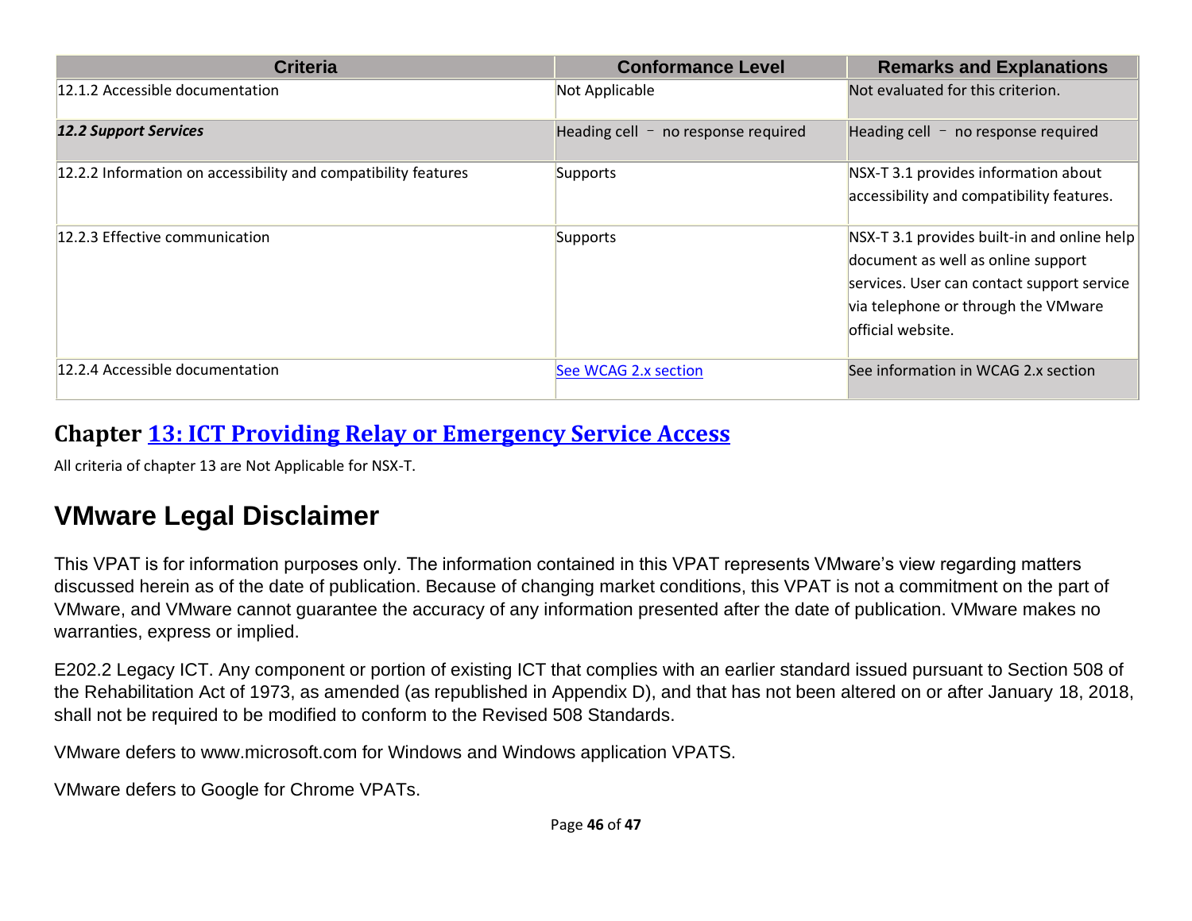| Criteria | Conformance Level | Remarks and Explanations |
| --- | --- | --- |
| 12.1.2 Accessible documentation | Not Applicable | Not evaluated for this criterion. |
| ***12.2 Support Services*** | Heading cell – no response required | Heading cell – no response required |
| 12.2.2 Information on accessibility and compatibility features | Supports | NSX-T 3.1 provides information about accessibility and compatibility features. |
| 12.2.3 Effective communication | Supports | NSX-T 3.1 provides built-in and online help document as well as online support services. User can contact support service via telephone or through the VMware official website. |
| 12.2.4 Accessible documentation | See WCAG 2.x section | See information in WCAG 2.x section |

## Chapter 13: ICT Providing Relay or Emergency Service Access

All criteria of chapter 13 are Not Applicable for NSX-T.

# VMware Legal Disclaimer

This VPAT is for information purposes only. The information contained in this VPAT represents VMware's view regarding matters discussed herein as of the date of publication. Because of changing market conditions, this VPAT is not a commitment on the part of VMware, and VMware cannot guarantee the accuracy of any information presented after the date of publication. VMware makes no warranties, express or implied.

E202.2 Legacy ICT. Any component or portion of existing ICT that complies with an earlier standard issued pursuant to Section 508 of the Rehabilitation Act of 1973, as amended (as republished in Appendix D), and that has not been altered on or after January 18, 2018, shall not be required to be modified to conform to the Revised 508 Standards.

VMware defers to www.microsoft.com for Windows and Windows application VPATS.

VMware defers to Google for Chrome VPATs.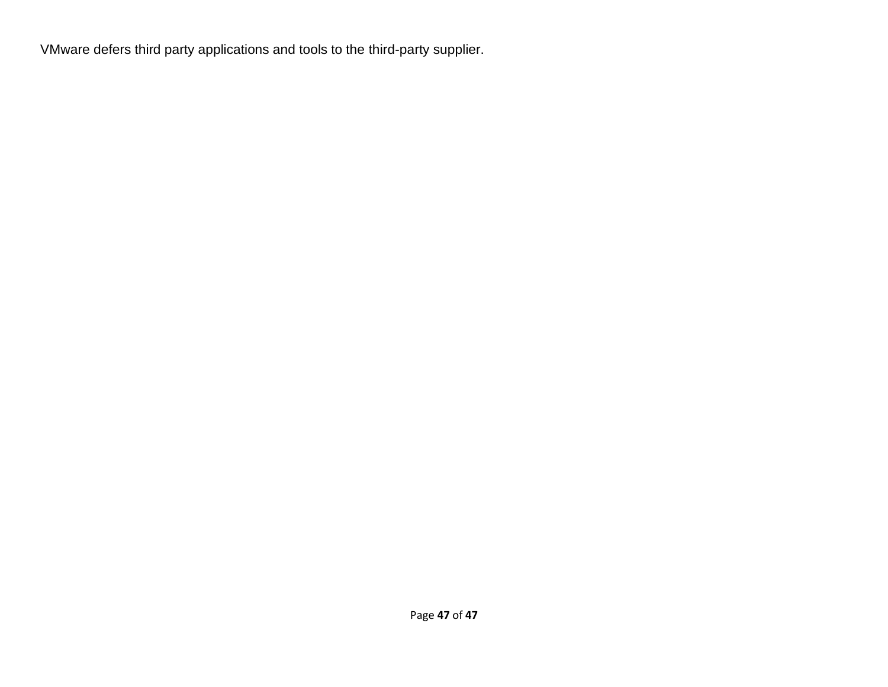VMware defers third party applications and tools to the third-party supplier.